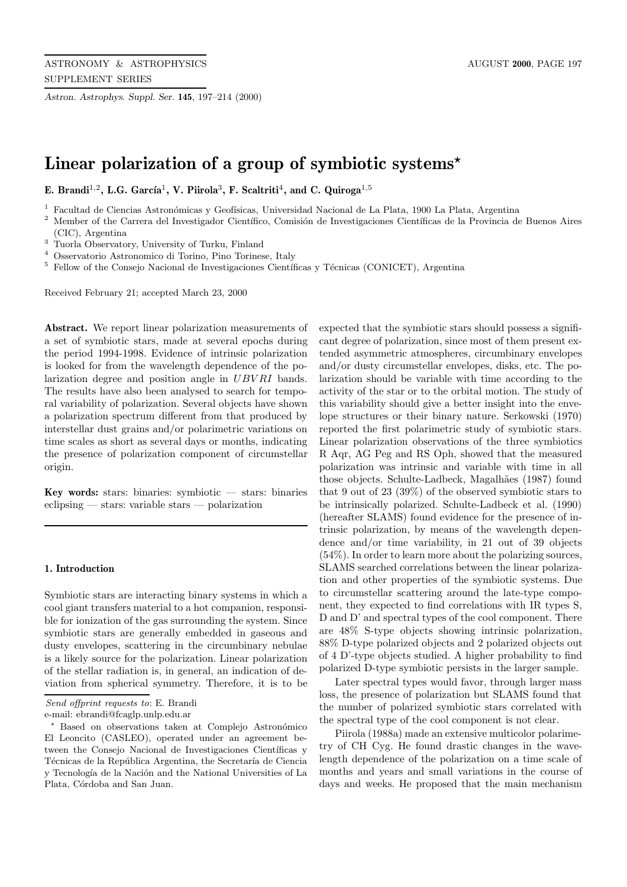# Linear polarization of a group of symbiotic systems*

**E. Brandi**[1,2]**, L.G. García**[1]**, V. Piirola**[3]**, F. Scaltriti**[4]**, and C. Quiroga**[1,5]

[1] Facultad de Ciencias Astronómicas y Geofísicas, Universidad Nacional de La Plata, 1900 La Plata, Argentina
[2] Member of the Carrera del Investigador Científico, Comisión de Investigaciones Científicas de la Provincia de Buenos Aires (CIC), Argentina
[3] Tuorla Observatory, University of Turku, Finland
[4] Osservatorio Astronomico di Torino, Pino Torinese, Italy
[5] Fellow of the Consejo Nacional de Investigaciones Científicas y Técnicas (CONICET), Argentina

Received February 21; accepted March 23, 2000

**Abstract.** We report linear polarization measurements of a set of symbiotic stars, made at several epochs during the period 1994-1998. Evidence of intrinsic polarization is looked for from the wavelength dependence of the polarization degree and position angle in *UBVRI* bands. The results have also been analysed to search for temporal variability of polarization. Several objects have shown a polarization spectrum different from that produced by interstellar dust grains and/or polarimetric variations on time scales as short as several days or months, indicating the presence of polarization component of circumstellar origin.

**Key words:** stars: binaries: symbiotic — stars: binaries eclipsing — stars: variable stars — polarization

## 1. Introduction

Symbiotic stars are interacting binary systems in which a cool giant transfers material to a hot companion, responsible for ionization of the gas surrounding the system. Since symbiotic stars are generally embedded in gaseous and dusty envelopes, scattering in the circumbinary nebulae is a likely source for the polarization. Linear polarization of the stellar radiation is, in general, an indication of deviation from spherical symmetry. Therefore, it is to be expected that the symbiotic stars should possess a significant degree of polarization, since most of them present extended asymmetric atmospheres, circumbinary envelopes and/or dusty circumstellar envelopes, disks, etc. The polarization should be variable with time according to the activity of the star or to the orbital motion. The study of this variability should give a better insight into the envelope structures or their binary nature. Serkowski (1970) reported the first polarimetric study of symbiotic stars. Linear polarization observations of the three symbiotics R Aqr, AG Peg and RS Oph, showed that the measured polarization was intrinsic and variable with time in all those objects. Schulte-Ladbeck, Magalhães (1987) found that 9 out of 23 (39%) of the observed symbiotic stars to be intrinsically polarized. Schulte-Ladbeck et al. (1990) (hereafter SLAMS) found evidence for the presence of intrinsic polarization, by means of the wavelength dependence and/or time variability, in 21 out of 39 objects (54%). In order to learn more about the polarizing sources, SLAMS searched correlations between the linear polarization and other properties of the symbiotic systems. Due to circumstellar scattering around the late-type component, they expected to find correlations with IR types S, D and D' and spectral types of the cool component. There are 48% S-type objects showing intrinsic polarization, 88% D-type polarized objects and 2 polarized objects out of 4 D'-type objects studied. A higher probability to find polarized D-type symbiotic persists in the larger sample.

Later spectral types would favor, through larger mass loss, the presence of polarization but SLAMS found that the number of polarized symbiotic stars correlated with the spectral type of the cool component is not clear.

Piirola (1988a) made an extensive multicolor polarimetry of CH Cyg. He found drastic changes in the wavelength dependence of the polarization on a time scale of months and years and small variations in the course of days and weeks. He proposed that the main mechanism

---

*Send offprint requests to*: E. Brandi
e-mail: ebrandi@fcaglp.unlp.edu.ar

* Based on observations taken at Complejo Astronómico El Leoncito (CASLEO), operated under an agreement between the Consejo Nacional de Investigaciones Científicas y Técnicas de la República Argentina, the Secretaría de Ciencia y Tecnología de la Nación and the National Universities of La Plata, Córdoba and San Juan.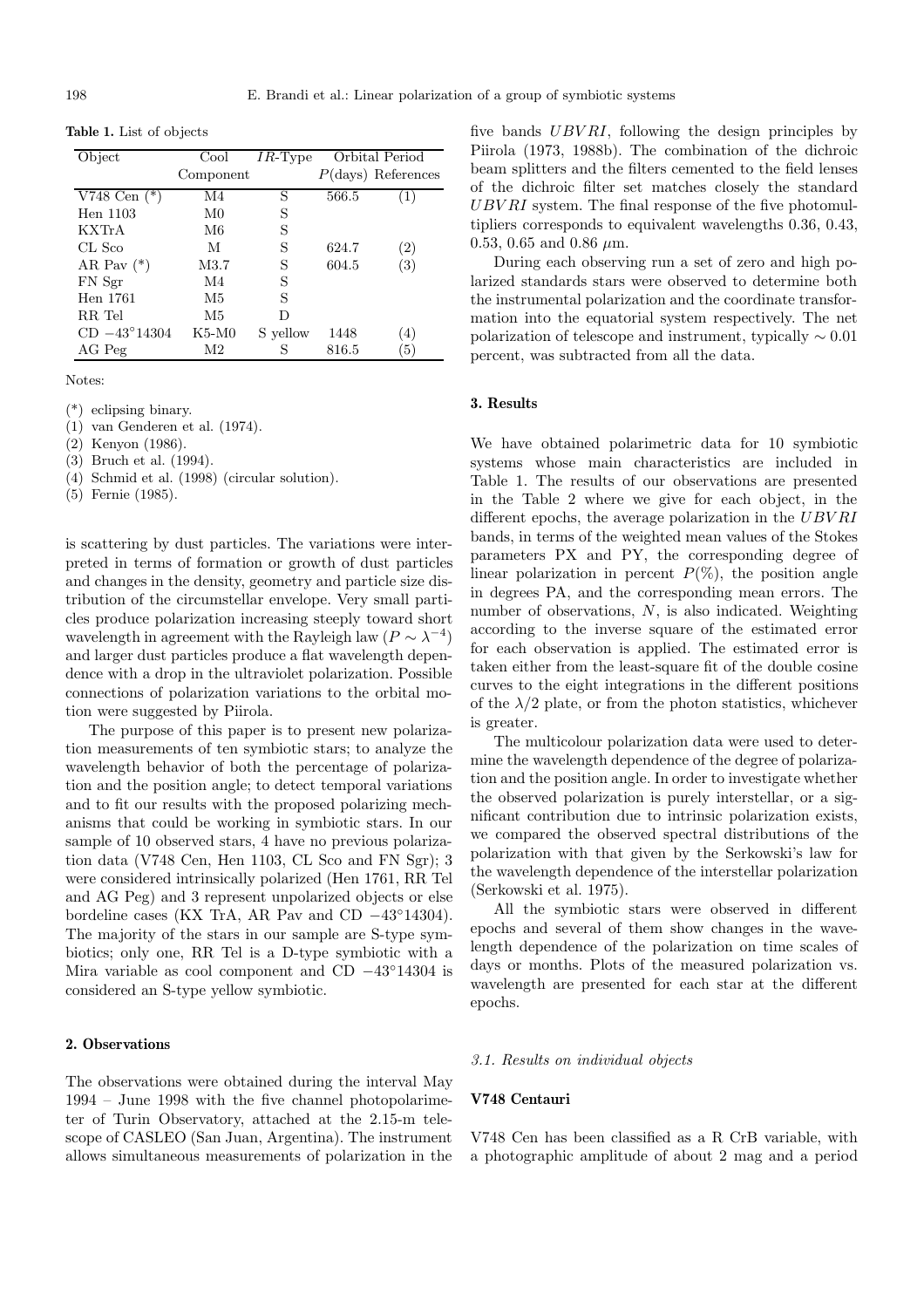**Table 1.** List of objects

| Object | Cool Component | *IR*-Type | Orbital Period $P$(days) | References |
|---|---|---|---|---|
| V748 Cen (*) | M4 | S | 566.5 | (1) |
| Hen 1103 | M0 | S | | |
| KXTrA | M6 | S | | |
| CL Sco | M | S | 624.7 | (2) |
| AR Pav (*) | M3.7 | S | 604.5 | (3) |
| FN Sgr | M4 | S | | |
| Hen 1761 | M5 | S | | |
| RR Tel | M5 | D | | |
| CD $-43^{\circ}14304$ | K5-M0 | S yellow | 1448 | (4) |
| AG Peg | M2 | S | 816.5 | (5) |

Notes:

(*) eclipsing binary.
(1) van Genderen et al. (1974).
(2) Kenyon (1986).
(3) Bruch et al. (1994).
(4) Schmid et al. (1998) (circular solution).
(5) Fernie (1985).

is scattering by dust particles. The variations were interpreted in terms of formation or growth of dust particles and changes in the density, geometry and particle size distribution of the circumstellar envelope. Very small particles produce polarization increasing steeply toward short wavelength in agreement with the Rayleigh law ($P \sim \lambda^{-4}$) and larger dust particles produce a flat wavelength dependence with a drop in the ultraviolet polarization. Possible connections of polarization variations to the orbital motion were suggested by Piirola.

The purpose of this paper is to present new polarization measurements of ten symbiotic stars; to analyze the wavelength behavior of both the percentage of polarization and the position angle; to detect temporal variations and to fit our results with the proposed polarizing mechanisms that could be working in symbiotic stars. In our sample of 10 observed stars, 4 have no previous polarization data (V748 Cen, Hen 1103, CL Sco and FN Sgr); 3 were considered intrinsically polarized (Hen 1761, RR Tel and AG Peg) and 3 represent unpolarized objects or else bordeline cases (KX TrA, AR Pav and CD $-43^{\circ}14304$). The majority of the stars in our sample are S-type symbiotics; only one, RR Tel is a D-type symbiotic with a Mira variable as cool component and CD $-43^{\circ}14304$ is considered an S-type yellow symbiotic.

## 2. Observations

The observations were obtained during the interval May 1994 – June 1998 with the five channel photopolarimeter of Turin Observatory, attached at the 2.15-m telescope of CASLEO (San Juan, Argentina). The instrument allows simultaneous measurements of polarization in the five bands *UBVRI*, following the design principles by Piirola (1973, 1988b). The combination of the dichroic beam splitters and the filters cemented to the field lenses of the dichroic filter set matches closely the standard *UBVRI* system. The final response of the five photomultipliers corresponds to equivalent wavelengths 0.36, 0.43, 0.53, 0.65 and 0.86 $\mu$m.

During each observing run a set of zero and high polarized standards stars were observed to determine both the instrumental polarization and the coordinate transformation into the equatorial system respectively. The net polarization of telescope and instrument, typically $\sim 0.01$ percent, was subtracted from all the data.

## 3. Results

We have obtained polarimetric data for 10 symbiotic systems whose main characteristics are included in Table 1. The results of our observations are presented in the Table 2 where we give for each object, in the different epochs, the average polarization in the *UBVRI* bands, in terms of the weighted mean values of the Stokes parameters PX and PY, the corresponding degree of linear polarization in percent $P(\%)$, the position angle in degrees PA, and the corresponding mean errors. The number of observations, $N$, is also indicated. Weighting according to the inverse square of the estimated error for each observation is applied. The estimated error is taken either from the least-square fit of the double cosine curves to the eight integrations in the different positions of the $\lambda/2$ plate, or from the photon statistics, whichever is greater.

The multicolour polarization data were used to determine the wavelength dependence of the degree of polarization and the position angle. In order to investigate whether the observed polarization is purely interstellar, or a significant contribution due to intrinsic polarization exists, we compared the observed spectral distributions of the polarization with that given by the Serkowski's law for the wavelength dependence of the interstellar polarization (Serkowski et al. 1975).

All the symbiotic stars were observed in different epochs and several of them show changes in the wavelength dependence of the polarization on time scales of days or months. Plots of the measured polarization vs. wavelength are presented for each star at the different epochs.

### *3.1. Results on individual objects*

#### V748 Centauri

V748 Cen has been classified as a R CrB variable, with a photographic amplitude of about 2 mag and a period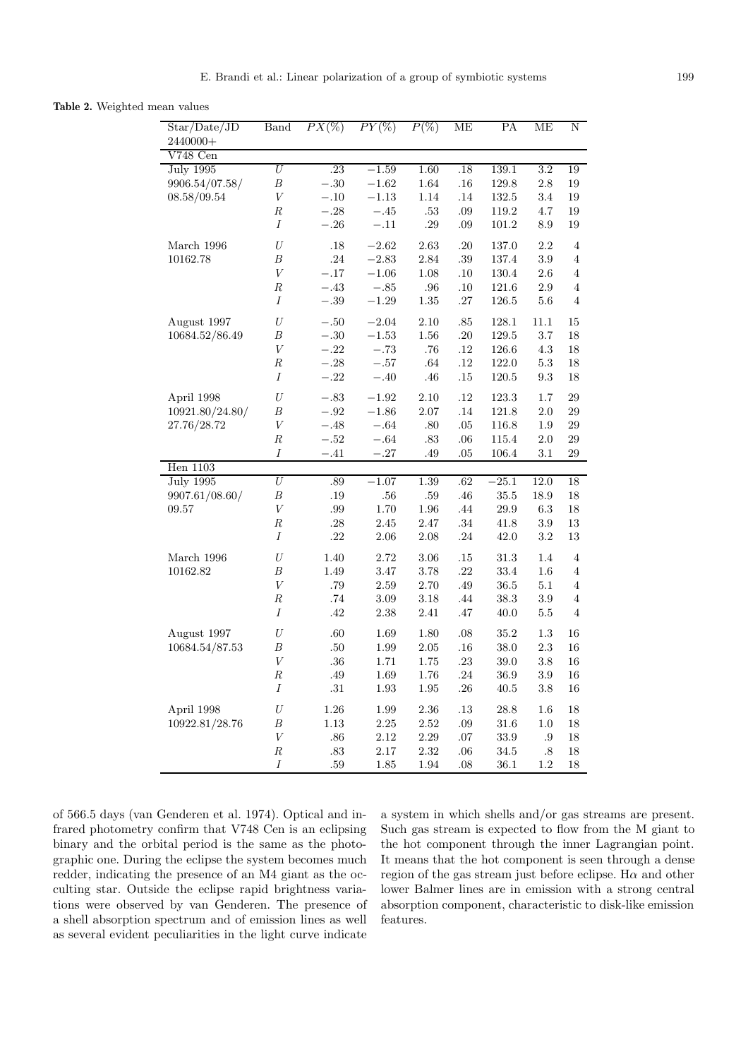**Table 2.** Weighted mean values

| Star/Date/JD 2440000+ | Band | $PX(\%)$ | $PY(\%)$ | $P(\%)$ | ME | PA | ME | N |
|---|---|---|---|---|---|---|---|---|
| **V748 Cen** | | | | | | | | |
| July 1995 | $U$ | .23 | −1.59 | 1.60 | .18 | 139.1 | 3.2 | 19 |
| 9906.54/07.58/ | $B$ | −.30 | −1.62 | 1.64 | .16 | 129.8 | 2.8 | 19 |
| 08.58/09.54 | $V$ | −.10 | −1.13 | 1.14 | .14 | 132.5 | 3.4 | 19 |
| | $R$ | −.28 | −.45 | .53 | .09 | 119.2 | 4.7 | 19 |
| | $I$ | −.26 | −.11 | .29 | .09 | 101.2 | 8.9 | 19 |
| March 1996 | $U$ | .18 | −2.62 | 2.63 | .20 | 137.0 | 2.2 | 4 |
| 10162.78 | $B$ | .24 | −2.83 | 2.84 | .39 | 137.4 | 3.9 | 4 |
| | $V$ | −.17 | −1.06 | 1.08 | .10 | 130.4 | 2.6 | 4 |
| | $R$ | −.43 | −.85 | .96 | .10 | 121.6 | 2.9 | 4 |
| | $I$ | −.39 | −1.29 | 1.35 | .27 | 126.5 | 5.6 | 4 |
| August 1997 | $U$ | −.50 | −2.04 | 2.10 | .85 | 128.1 | 11.1 | 15 |
| 10684.52/86.49 | $B$ | −.30 | −1.53 | 1.56 | .20 | 129.5 | 3.7 | 18 |
| | $V$ | −.22 | −.73 | .76 | .12 | 126.6 | 4.3 | 18 |
| | $R$ | −.28 | −.57 | .64 | .12 | 122.0 | 5.3 | 18 |
| | $I$ | −.22 | −.40 | .46 | .15 | 120.5 | 9.3 | 18 |
| April 1998 | $U$ | −.83 | −1.92 | 2.10 | .12 | 123.3 | 1.7 | 29 |
| 10921.80/24.80/ | $B$ | −.92 | −1.86 | 2.07 | .14 | 121.8 | 2.0 | 29 |
| 27.76/28.72 | $V$ | −.48 | −.64 | .80 | .05 | 116.8 | 1.9 | 29 |
| | $R$ | −.52 | −.64 | .83 | .06 | 115.4 | 2.0 | 29 |
| | $I$ | −.41 | −.27 | .49 | .05 | 106.4 | 3.1 | 29 |
| **Hen 1103** | | | | | | | | |
| July 1995 | $U$ | .89 | −1.07 | 1.39 | .62 | −25.1 | 12.0 | 18 |
| 9907.61/08.60/ | $B$ | .19 | .56 | .59 | .46 | 35.5 | 18.9 | 18 |
| 09.57 | $V$ | .99 | 1.70 | 1.96 | .44 | 29.9 | 6.3 | 18 |
| | $R$ | .28 | 2.45 | 2.47 | .34 | 41.8 | 3.9 | 13 |
| | $I$ | .22 | 2.06 | 2.08 | .24 | 42.0 | 3.2 | 13 |
| March 1996 | $U$ | 1.40 | 2.72 | 3.06 | .15 | 31.3 | 1.4 | 4 |
| 10162.82 | $B$ | 1.49 | 3.47 | 3.78 | .22 | 33.4 | 1.6 | 4 |
| | $V$ | .79 | 2.59 | 2.70 | .49 | 36.5 | 5.1 | 4 |
| | $R$ | .74 | 3.09 | 3.18 | .44 | 38.3 | 3.9 | 4 |
| | $I$ | .42 | 2.38 | 2.41 | .47 | 40.0 | 5.5 | 4 |
| August 1997 | $U$ | .60 | 1.69 | 1.80 | .08 | 35.2 | 1.3 | 16 |
| 10684.54/87.53 | $B$ | .50 | 1.99 | 2.05 | .16 | 38.0 | 2.3 | 16 |
| | $V$ | .36 | 1.71 | 1.75 | .23 | 39.0 | 3.8 | 16 |
| | $R$ | .49 | 1.69 | 1.76 | .24 | 36.9 | 3.9 | 16 |
| | $I$ | .31 | 1.93 | 1.95 | .26 | 40.5 | 3.8 | 16 |
| April 1998 | $U$ | 1.26 | 1.99 | 2.36 | .13 | 28.8 | 1.6 | 18 |
| 10922.81/28.76 | $B$ | 1.13 | 2.25 | 2.52 | .09 | 31.6 | 1.0 | 18 |
| | $V$ | .86 | 2.12 | 2.29 | .07 | 33.9 | .9 | 18 |
| | $R$ | .83 | 2.17 | 2.32 | .06 | 34.5 | .8 | 18 |
| | $I$ | .59 | 1.85 | 1.94 | .08 | 36.1 | 1.2 | 18 |

of 566.5 days (van Genderen et al. 1974). Optical and infrared photometry confirm that V748 Cen is an eclipsing binary and the orbital period is the same as the photographic one. During the eclipse the system becomes much redder, indicating the presence of an M4 giant as the occulting star. Outside the eclipse rapid brightness variations were observed by van Genderen. The presence of a shell absorption spectrum and of emission lines as well as several evident peculiarities in the light curve indicate a system in which shells and/or gas streams are present. Such gas stream is expected to flow from the M giant to the hot component through the inner Lagrangian point. It means that the hot component is seen through a dense region of the gas stream just before eclipse. Hα and other lower Balmer lines are in emission with a strong central absorption component, characteristic to disk-like emission features.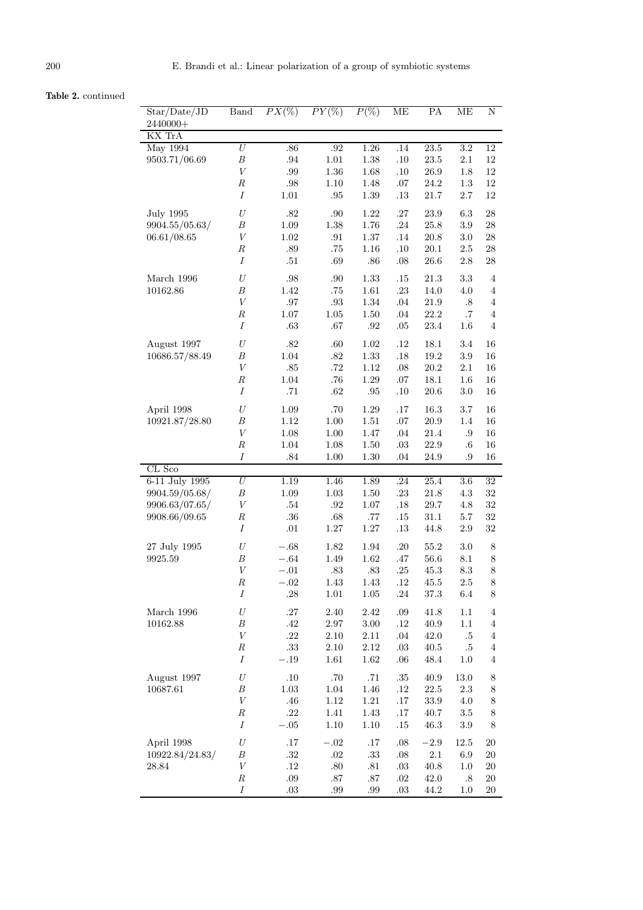**Table 2.** continued

| Star/Date/JD 2440000+ | Band | $PX(\%)$ | $PY(\%)$ | $P(\%)$ | ME | PA | ME | N |
|---|---|---|---|---|---|---|---|---|
| KX TrA | | | | | | | | |
| May 1994 | $U$ | .86 | .92 | 1.26 | .14 | 23.5 | 3.2 | 12 |
| 9503.71/06.69 | $B$ | .94 | 1.01 | 1.38 | .10 | 23.5 | 2.1 | 12 |
| | $V$ | .99 | 1.36 | 1.68 | .10 | 26.9 | 1.8 | 12 |
| | $R$ | .98 | 1.10 | 1.48 | .07 | 24.2 | 1.3 | 12 |
| | $I$ | 1.01 | .95 | 1.39 | .13 | 21.7 | 2.7 | 12 |
| July 1995 | $U$ | .82 | .90 | 1.22 | .27 | 23.9 | 6.3 | 28 |
| 9904.55/05.63/ | $B$ | 1.09 | 1.38 | 1.76 | .24 | 25.8 | 3.9 | 28 |
| 06.61/08.65 | $V$ | 1.02 | .91 | 1.37 | .14 | 20.8 | 3.0 | 28 |
| | $R$ | .89 | .75 | 1.16 | .10 | 20.1 | 2.5 | 28 |
| | $I$ | .51 | .69 | .86 | .08 | 26.6 | 2.8 | 28 |
| March 1996 | $U$ | .98 | .90 | 1.33 | .15 | 21.3 | 3.3 | 4 |
| 10162.86 | $B$ | 1.42 | .75 | 1.61 | .23 | 14.0 | 4.0 | 4 |
| | $V$ | .97 | .93 | 1.34 | .04 | 21.9 | .8 | 4 |
| | $R$ | 1.07 | 1.05 | 1.50 | .04 | 22.2 | .7 | 4 |
| | $I$ | .63 | .67 | .92 | .05 | 23.4 | 1.6 | 4 |
| August 1997 | $U$ | .82 | .60 | 1.02 | .12 | 18.1 | 3.4 | 16 |
| 10686.57/88.49 | $B$ | 1.04 | .82 | 1.33 | .18 | 19.2 | 3.9 | 16 |
| | $V$ | .85 | .72 | 1.12 | .08 | 20.2 | 2.1 | 16 |
| | $R$ | 1.04 | .76 | 1.29 | .07 | 18.1 | 1.6 | 16 |
| | $I$ | .71 | .62 | .95 | .10 | 20.6 | 3.0 | 16 |
| April 1998 | $U$ | 1.09 | .70 | 1.29 | .17 | 16.3 | 3.7 | 16 |
| 10921.87/28.80 | $B$ | 1.12 | 1.00 | 1.51 | .07 | 20.9 | 1.4 | 16 |
| | $V$ | 1.08 | 1.00 | 1.47 | .04 | 21.4 | .9 | 16 |
| | $R$ | 1.04 | 1.08 | 1.50 | .03 | 22.9 | .6 | 16 |
| | $I$ | .84 | 1.00 | 1.30 | .04 | 24.9 | .9 | 16 |
| CL Sco | | | | | | | | |
| 6-11 July 1995 | $U$ | 1.19 | 1.46 | 1.89 | .24 | 25.4 | 3.6 | 32 |
| 9904.59/05.68/ | $B$ | 1.09 | 1.03 | 1.50 | .23 | 21.8 | 4.3 | 32 |
| 9906.63/07.65/ | $V$ | .54 | .92 | 1.07 | .18 | 29.7 | 4.8 | 32 |
| 9908.66/09.65 | $R$ | .36 | .68 | .77 | .15 | 31.1 | 5.7 | 32 |
| | $I$ | .01 | 1.27 | 1.27 | .13 | 44.8 | 2.9 | 32 |
| 27 July 1995 | $U$ | −.68 | 1.82 | 1.94 | .20 | 55.2 | 3.0 | 8 |
| 9925.59 | $B$ | −.64 | 1.49 | 1.62 | .47 | 56.6 | 8.1 | 8 |
| | $V$ | −.01 | .83 | .83 | .25 | 45.3 | 8.3 | 8 |
| | $R$ | −.02 | 1.43 | 1.43 | .12 | 45.5 | 2.5 | 8 |
| | $I$ | .28 | 1.01 | 1.05 | .24 | 37.3 | 6.4 | 8 |
| March 1996 | $U$ | .27 | 2.40 | 2.42 | .09 | 41.8 | 1.1 | 4 |
| 10162.88 | $B$ | .42 | 2.97 | 3.00 | .12 | 40.9 | 1.1 | 4 |
| | $V$ | .22 | 2.10 | 2.11 | .04 | 42.0 | .5 | 4 |
| | $R$ | .33 | 2.10 | 2.12 | .03 | 40.5 | .5 | 4 |
| | $I$ | −.19 | 1.61 | 1.62 | .06 | 48.4 | 1.0 | 4 |
| August 1997 | $U$ | .10 | .70 | .71 | .35 | 40.9 | 13.0 | 8 |
| 10687.61 | $B$ | 1.03 | 1.04 | 1.46 | .12 | 22.5 | 2.3 | 8 |
| | $V$ | .46 | 1.12 | 1.21 | .17 | 33.9 | 4.0 | 8 |
| | $R$ | .22 | 1.41 | 1.43 | .17 | 40.7 | 3.5 | 8 |
| | $I$ | −.05 | 1.10 | 1.10 | .15 | 46.3 | 3.9 | 8 |
| April 1998 | $U$ | .17 | −.02 | .17 | .08 | −2.9 | 12.5 | 20 |
| 10922.84/24.83/ | $B$ | .32 | .02 | .33 | .08 | 2.1 | 6.9 | 20 |
| 28.84 | $V$ | .12 | .80 | .81 | .03 | 40.8 | 1.0 | 20 |
| | $R$ | .09 | .87 | .87 | .02 | 42.0 | .8 | 20 |
| | $I$ | .03 | .99 | .99 | .03 | 44.2 | 1.0 | 20 |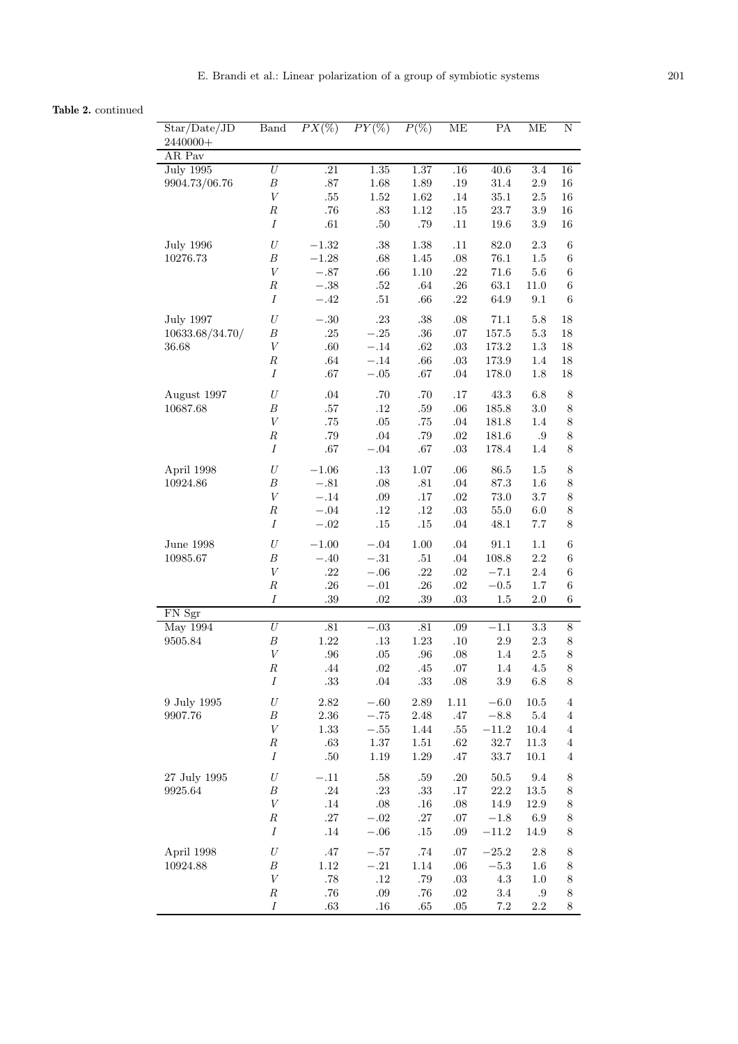**Table 2.** continued

| Star/Date/JD 2440000+ | Band | $PX(\%)$ | $PY(\%)$ | $P(\%)$ | ME | PA | ME | N |
|---|---|---|---|---|---|---|---|---|
| AR Pav | | | | | | | | |
| July 1995 | $U$ | .21 | 1.35 | 1.37 | .16 | 40.6 | 3.4 | 16 |
| 9904.73/06.76 | $B$ | .87 | 1.68 | 1.89 | .19 | 31.4 | 2.9 | 16 |
| | $V$ | .55 | 1.52 | 1.62 | .14 | 35.1 | 2.5 | 16 |
| | $R$ | .76 | .83 | 1.12 | .15 | 23.7 | 3.9 | 16 |
| | $I$ | .61 | .50 | .79 | .11 | 19.6 | 3.9 | 16 |
| July 1996 | $U$ | −1.32 | .38 | 1.38 | .11 | 82.0 | 2.3 | 6 |
| 10276.73 | $B$ | −1.28 | .68 | 1.45 | .08 | 76.1 | 1.5 | 6 |
| | $V$ | −.87 | .66 | 1.10 | .22 | 71.6 | 5.6 | 6 |
| | $R$ | −.38 | .52 | .64 | .26 | 63.1 | 11.0 | 6 |
| | $I$ | −.42 | .51 | .66 | .22 | 64.9 | 9.1 | 6 |
| July 1997 | $U$ | −.30 | .23 | .38 | .08 | 71.1 | 5.8 | 18 |
| 10633.68/34.70/ | $B$ | .25 | −.25 | .36 | .07 | 157.5 | 5.3 | 18 |
| 36.68 | $V$ | .60 | −.14 | .62 | .03 | 173.2 | 1.3 | 18 |
| | $R$ | .64 | −.14 | .66 | .03 | 173.9 | 1.4 | 18 |
| | $I$ | .67 | −.05 | .67 | .04 | 178.0 | 1.8 | 18 |
| August 1997 | $U$ | .04 | .70 | .70 | .17 | 43.3 | 6.8 | 8 |
| 10687.68 | $B$ | .57 | .12 | .59 | .06 | 185.8 | 3.0 | 8 |
| | $V$ | .75 | .05 | .75 | .04 | 181.8 | 1.4 | 8 |
| | $R$ | .79 | .04 | .79 | .02 | 181.6 | .9 | 8 |
| | $I$ | .67 | −.04 | .67 | .03 | 178.4 | 1.4 | 8 |
| April 1998 | $U$ | −1.06 | .13 | 1.07 | .06 | 86.5 | 1.5 | 8 |
| 10924.86 | $B$ | −.81 | .08 | .81 | .04 | 87.3 | 1.6 | 8 |
| | $V$ | −.14 | .09 | .17 | .02 | 73.0 | 3.7 | 8 |
| | $R$ | −.04 | .12 | .12 | .03 | 55.0 | 6.0 | 8 |
| | $I$ | −.02 | .15 | .15 | .04 | 48.1 | 7.7 | 8 |
| June 1998 | $U$ | −1.00 | −.04 | 1.00 | .04 | 91.1 | 1.1 | 6 |
| 10985.67 | $B$ | −.40 | −.31 | .51 | .04 | 108.8 | 2.2 | 6 |
| | $V$ | .22 | −.06 | .22 | .02 | −7.1 | 2.4 | 6 |
| | $R$ | .26 | −.01 | .26 | .02 | −0.5 | 1.7 | 6 |
| | $I$ | .39 | .02 | .39 | .03 | 1.5 | 2.0 | 6 |
| FN Sgr | | | | | | | | |
| May 1994 | $U$ | .81 | −.03 | .81 | .09 | −1.1 | 3.3 | 8 |
| 9505.84 | $B$ | 1.22 | .13 | 1.23 | .10 | 2.9 | 2.3 | 8 |
| | $V$ | .96 | .05 | .96 | .08 | 1.4 | 2.5 | 8 |
| | $R$ | .44 | .02 | .45 | .07 | 1.4 | 4.5 | 8 |
| | $I$ | .33 | .04 | .33 | .08 | 3.9 | 6.8 | 8 |
| 9 July 1995 | $U$ | 2.82 | −.60 | 2.89 | 1.11 | −6.0 | 10.5 | 4 |
| 9907.76 | $B$ | 2.36 | −.75 | 2.48 | .47 | −8.8 | 5.4 | 4 |
| | $V$ | 1.33 | −.55 | 1.44 | .55 | −11.2 | 10.4 | 4 |
| | $R$ | .63 | 1.37 | 1.51 | .62 | 32.7 | 11.3 | 4 |
| | $I$ | .50 | 1.19 | 1.29 | .47 | 33.7 | 10.1 | 4 |
| 27 July 1995 | $U$ | −.11 | .58 | .59 | .20 | 50.5 | 9.4 | 8 |
| 9925.64 | $B$ | .24 | .23 | .33 | .17 | 22.2 | 13.5 | 8 |
| | $V$ | .14 | .08 | .16 | .08 | 14.9 | 12.9 | 8 |
| | $R$ | .27 | −.02 | .27 | .07 | −1.8 | 6.9 | 8 |
| | $I$ | .14 | −.06 | .15 | .09 | −11.2 | 14.9 | 8 |
| April 1998 | $U$ | .47 | −.57 | .74 | .07 | −25.2 | 2.8 | 8 |
| 10924.88 | $B$ | 1.12 | −.21 | 1.14 | .06 | −5.3 | 1.6 | 8 |
| | $V$ | .78 | .12 | .79 | .03 | 4.3 | 1.0 | 8 |
| | $R$ | .76 | .09 | .76 | .02 | 3.4 | .9 | 8 |
| | $I$ | .63 | .16 | .65 | .05 | 7.2 | 2.2 | 8 |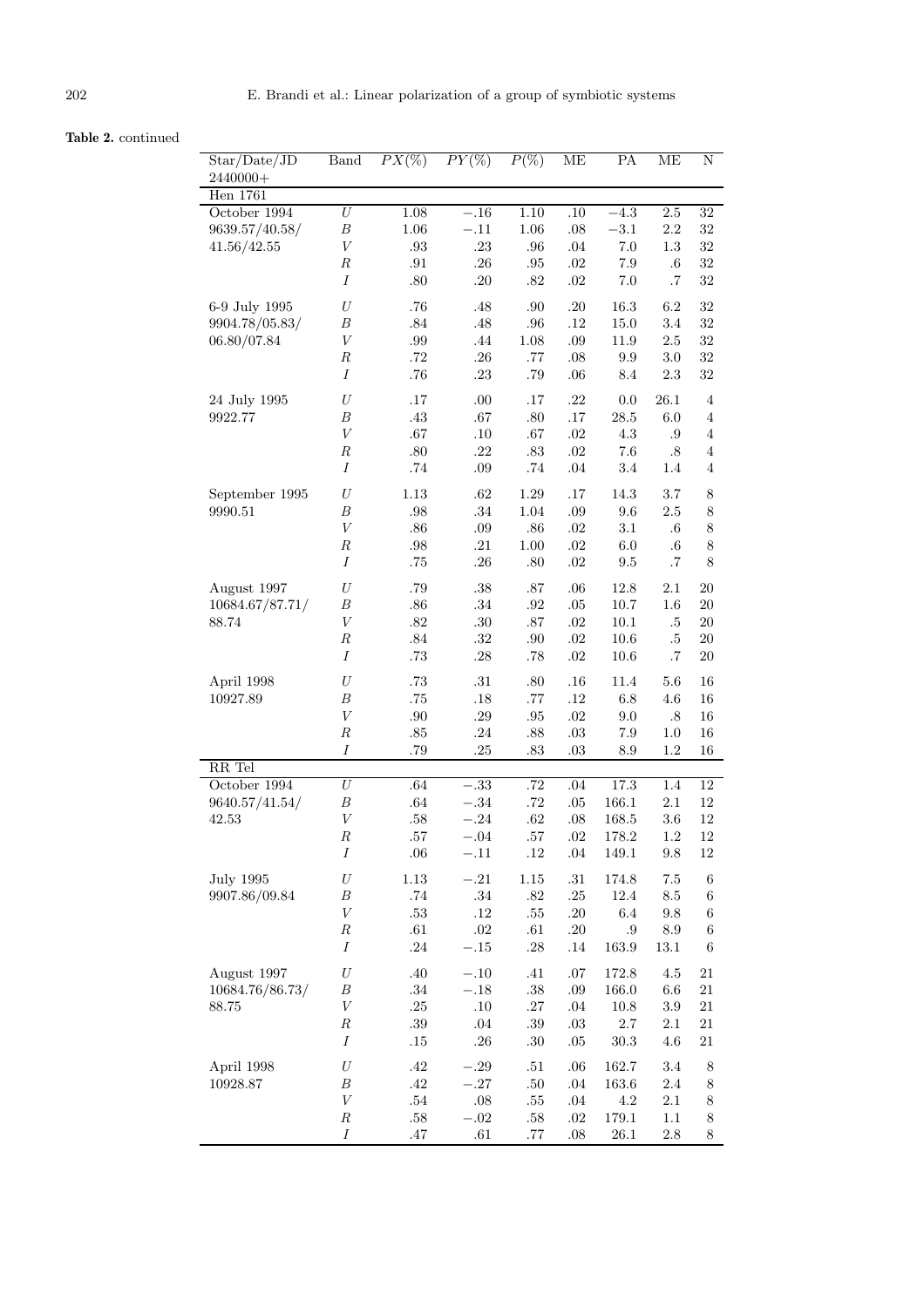**Table 2.** continued

| Star/Date/JD 2440000+ | Band | $PX(\%)$ | $PY(\%)$ | $P(\%)$ | ME | PA | ME | N |
|---|---|---|---|---|---|---|---|---|
| Hen 1761 | | | | | | | | |
| October 1994 | $U$ | 1.08 | −.16 | 1.10 | .10 | −4.3 | 2.5 | 32 |
| 9639.57/40.58/ | $B$ | 1.06 | −.11 | 1.06 | .08 | −3.1 | 2.2 | 32 |
| 41.56/42.55 | $V$ | .93 | .23 | .96 | .04 | 7.0 | 1.3 | 32 |
| | $R$ | .91 | .26 | .95 | .02 | 7.9 | .6 | 32 |
| | $I$ | .80 | .20 | .82 | .02 | 7.0 | .7 | 32 |
| 6-9 July 1995 | $U$ | .76 | .48 | .90 | .20 | 16.3 | 6.2 | 32 |
| 9904.78/05.83/ | $B$ | .84 | .48 | .96 | .12 | 15.0 | 3.4 | 32 |
| 06.80/07.84 | $V$ | .99 | .44 | 1.08 | .09 | 11.9 | 2.5 | 32 |
| | $R$ | .72 | .26 | .77 | .08 | 9.9 | 3.0 | 32 |
| | $I$ | .76 | .23 | .79 | .06 | 8.4 | 2.3 | 32 |
| 24 July 1995 | $U$ | .17 | .00 | .17 | .22 | 0.0 | 26.1 | 4 |
| 9922.77 | $B$ | .43 | .67 | .80 | .17 | 28.5 | 6.0 | 4 |
| | $V$ | .67 | .10 | .67 | .02 | 4.3 | .9 | 4 |
| | $R$ | .80 | .22 | .83 | .02 | 7.6 | .8 | 4 |
| | $I$ | .74 | .09 | .74 | .04 | 3.4 | 1.4 | 4 |
| September 1995 | $U$ | 1.13 | .62 | 1.29 | .17 | 14.3 | 3.7 | 8 |
| 9990.51 | $B$ | .98 | .34 | 1.04 | .09 | 9.6 | 2.5 | 8 |
| | $V$ | .86 | .09 | .86 | .02 | 3.1 | .6 | 8 |
| | $R$ | .98 | .21 | 1.00 | .02 | 6.0 | .6 | 8 |
| | $I$ | .75 | .26 | .80 | .02 | 9.5 | .7 | 8 |
| August 1997 | $U$ | .79 | .38 | .87 | .06 | 12.8 | 2.1 | 20 |
| 10684.67/87.71/ | $B$ | .86 | .34 | .92 | .05 | 10.7 | 1.6 | 20 |
| 88.74 | $V$ | .82 | .30 | .87 | .02 | 10.1 | .5 | 20 |
| | $R$ | .84 | .32 | .90 | .02 | 10.6 | .5 | 20 |
| | $I$ | .73 | .28 | .78 | .02 | 10.6 | .7 | 20 |
| April 1998 | $U$ | .73 | .31 | .80 | .16 | 11.4 | 5.6 | 16 |
| 10927.89 | $B$ | .75 | .18 | .77 | .12 | 6.8 | 4.6 | 16 |
| | $V$ | .90 | .29 | .95 | .02 | 9.0 | .8 | 16 |
| | $R$ | .85 | .24 | .88 | .03 | 7.9 | 1.0 | 16 |
| | $I$ | .79 | .25 | .83 | .03 | 8.9 | 1.2 | 16 |
| RR Tel | | | | | | | | |
| October 1994 | $U$ | .64 | −.33 | .72 | .04 | 17.3 | 1.4 | 12 |
| 9640.57/41.54/ | $B$ | .64 | −.34 | .72 | .05 | 166.1 | 2.1 | 12 |
| 42.53 | $V$ | .58 | −.24 | .62 | .08 | 168.5 | 3.6 | 12 |
| | $R$ | .57 | −.04 | .57 | .02 | 178.2 | 1.2 | 12 |
| | $I$ | .06 | −.11 | .12 | .04 | 149.1 | 9.8 | 12 |
| July 1995 | $U$ | 1.13 | −.21 | 1.15 | .31 | 174.8 | 7.5 | 6 |
| 9907.86/09.84 | $B$ | .74 | .34 | .82 | .25 | 12.4 | 8.5 | 6 |
| | $V$ | .53 | .12 | .55 | .20 | 6.4 | 9.8 | 6 |
| | $R$ | .61 | .02 | .61 | .20 | .9 | 8.9 | 6 |
| | $I$ | .24 | −.15 | .28 | .14 | 163.9 | 13.1 | 6 |
| August 1997 | $U$ | .40 | −.10 | .41 | .07 | 172.8 | 4.5 | 21 |
| 10684.76/86.73/ | $B$ | .34 | −.18 | .38 | .09 | 166.0 | 6.6 | 21 |
| 88.75 | $V$ | .25 | .10 | .27 | .04 | 10.8 | 3.9 | 21 |
| | $R$ | .39 | .04 | .39 | .03 | 2.7 | 2.1 | 21 |
| | $I$ | .15 | .26 | .30 | .05 | 30.3 | 4.6 | 21 |
| April 1998 | $U$ | .42 | −.29 | .51 | .06 | 162.7 | 3.4 | 8 |
| 10928.87 | $B$ | .42 | −.27 | .50 | .04 | 163.6 | 2.4 | 8 |
| | $V$ | .54 | .08 | .55 | .04 | 4.2 | 2.1 | 8 |
| | $R$ | .58 | −.02 | .58 | .02 | 179.1 | 1.1 | 8 |
| | $I$ | .47 | .61 | .77 | .08 | 26.1 | 2.8 | 8 |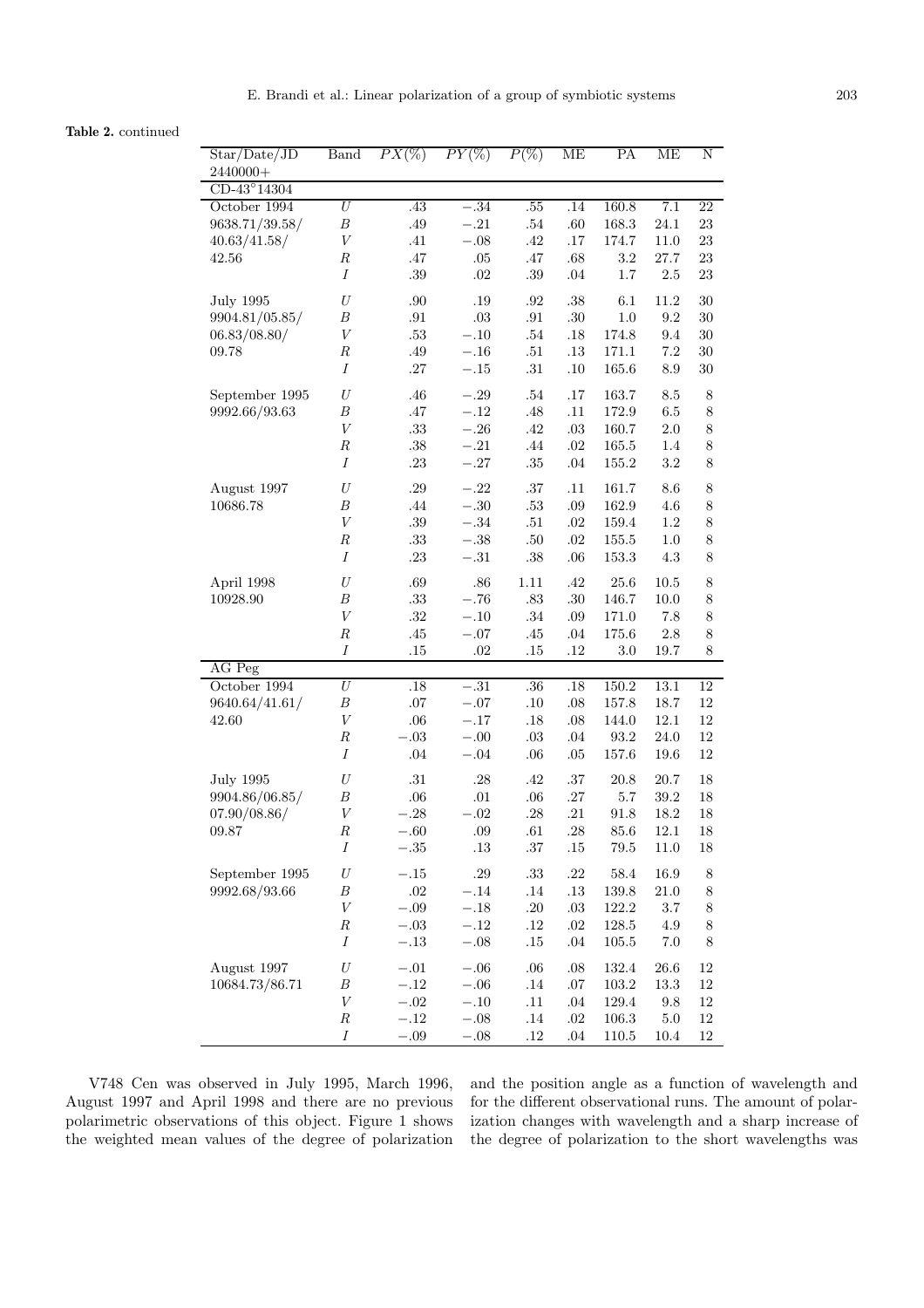**Table 2.** continued

| Star/Date/JD 2440000+ | Band | $PX(\%)$ | $PY(\%)$ | $P(\%)$ | ME | PA | ME | N |
|---|---|---|---|---|---|---|---|---|
| CD-43°14304 | | | | | | | | |
| October 1994 | $U$ | .43 | $-.34$ | .55 | .14 | 160.8 | 7.1 | 22 |
| 9638.71/39.58/ | $B$ | .49 | $-.21$ | .54 | .60 | 168.3 | 24.1 | 23 |
| 40.63/41.58/ | $V$ | .41 | $-.08$ | .42 | .17 | 174.7 | 11.0 | 23 |
| 42.56 | $R$ | .47 | .05 | .47 | .68 | 3.2 | 27.7 | 23 |
| | $I$ | .39 | .02 | .39 | .04 | 1.7 | 2.5 | 23 |
| July 1995 | $U$ | .90 | .19 | .92 | .38 | 6.1 | 11.2 | 30 |
| 9904.81/05.85/ | $B$ | .91 | .03 | .91 | .30 | 1.0 | 9.2 | 30 |
| 06.83/08.80/ | $V$ | .53 | $-.10$ | .54 | .18 | 174.8 | 9.4 | 30 |
| 09.78 | $R$ | .49 | $-.16$ | .51 | .13 | 171.1 | 7.2 | 30 |
| | $I$ | .27 | $-.15$ | .31 | .10 | 165.6 | 8.9 | 30 |
| September 1995 | $U$ | .46 | $-.29$ | .54 | .17 | 163.7 | 8.5 | 8 |
| 9992.66/93.63 | $B$ | .47 | $-.12$ | .48 | .11 | 172.9 | 6.5 | 8 |
| | $V$ | .33 | $-.26$ | .42 | .03 | 160.7 | 2.0 | 8 |
| | $R$ | .38 | $-.21$ | .44 | .02 | 165.5 | 1.4 | 8 |
| | $I$ | .23 | $-.27$ | .35 | .04 | 155.2 | 3.2 | 8 |
| August 1997 | $U$ | .29 | $-.22$ | .37 | .11 | 161.7 | 8.6 | 8 |
| 10686.78 | $B$ | .44 | $-.30$ | .53 | .09 | 162.9 | 4.6 | 8 |
| | $V$ | .39 | $-.34$ | .51 | .02 | 159.4 | 1.2 | 8 |
| | $R$ | .33 | $-.38$ | .50 | .02 | 155.5 | 1.0 | 8 |
| | $I$ | .23 | $-.31$ | .38 | .06 | 153.3 | 4.3 | 8 |
| April 1998 | $U$ | .69 | .86 | 1.11 | .42 | 25.6 | 10.5 | 8 |
| 10928.90 | $B$ | .33 | $-.76$ | .83 | .30 | 146.7 | 10.0 | 8 |
| | $V$ | .32 | $-.10$ | .34 | .09 | 171.0 | 7.8 | 8 |
| | $R$ | .45 | $-.07$ | .45 | .04 | 175.6 | 2.8 | 8 |
| | $I$ | .15 | .02 | .15 | .12 | 3.0 | 19.7 | 8 |
| AG Peg | | | | | | | | |
| October 1994 | $U$ | .18 | $-.31$ | .36 | .18 | 150.2 | 13.1 | 12 |
| 9640.64/41.61/ | $B$ | .07 | $-.07$ | .10 | .08 | 157.8 | 18.7 | 12 |
| 42.60 | $V$ | .06 | $-.17$ | .18 | .08 | 144.0 | 12.1 | 12 |
| | $R$ | $-.03$ | $-.00$ | .03 | .04 | 93.2 | 24.0 | 12 |
| | $I$ | .04 | $-.04$ | .06 | .05 | 157.6 | 19.6 | 12 |
| July 1995 | $U$ | .31 | .28 | .42 | .37 | 20.8 | 20.7 | 18 |
| 9904.86/06.85/ | $B$ | .06 | .01 | .06 | .27 | 5.7 | 39.2 | 18 |
| 07.90/08.86/ | $V$ | $-.28$ | $-.02$ | .28 | .21 | 91.8 | 18.2 | 18 |
| 09.87 | $R$ | $-.60$ | .09 | .61 | .28 | 85.6 | 12.1 | 18 |
| | $I$ | $-.35$ | .13 | .37 | .15 | 79.5 | 11.0 | 18 |
| September 1995 | $U$ | $-.15$ | .29 | .33 | .22 | 58.4 | 16.9 | 8 |
| 9992.68/93.66 | $B$ | .02 | $-.14$ | .14 | .13 | 139.8 | 21.0 | 8 |
| | $V$ | $-.09$ | $-.18$ | .20 | .03 | 122.2 | 3.7 | 8 |
| | $R$ | $-.03$ | $-.12$ | .12 | .02 | 128.5 | 4.9 | 8 |
| | $I$ | $-.13$ | $-.08$ | .15 | .04 | 105.5 | 7.0 | 8 |
| August 1997 | $U$ | $-.01$ | $-.06$ | .06 | .08 | 132.4 | 26.6 | 12 |
| 10684.73/86.71 | $B$ | $-.12$ | $-.06$ | .14 | .07 | 103.2 | 13.3 | 12 |
| | $V$ | $-.02$ | $-.10$ | .11 | .04 | 129.4 | 9.8 | 12 |
| | $R$ | $-.12$ | $-.08$ | .14 | .02 | 106.3 | 5.0 | 12 |
| | $I$ | $-.09$ | $-.08$ | .12 | .04 | 110.5 | 10.4 | 12 |

V748 Cen was observed in July 1995, March 1996, August 1997 and April 1998 and there are no previous polarimetric observations of this object. Figure 1 shows the weighted mean values of the degree of polarization and the position angle as a function of wavelength and for the different observational runs. The amount of polarization changes with wavelength and a sharp increase of the degree of polarization to the short wavelengths was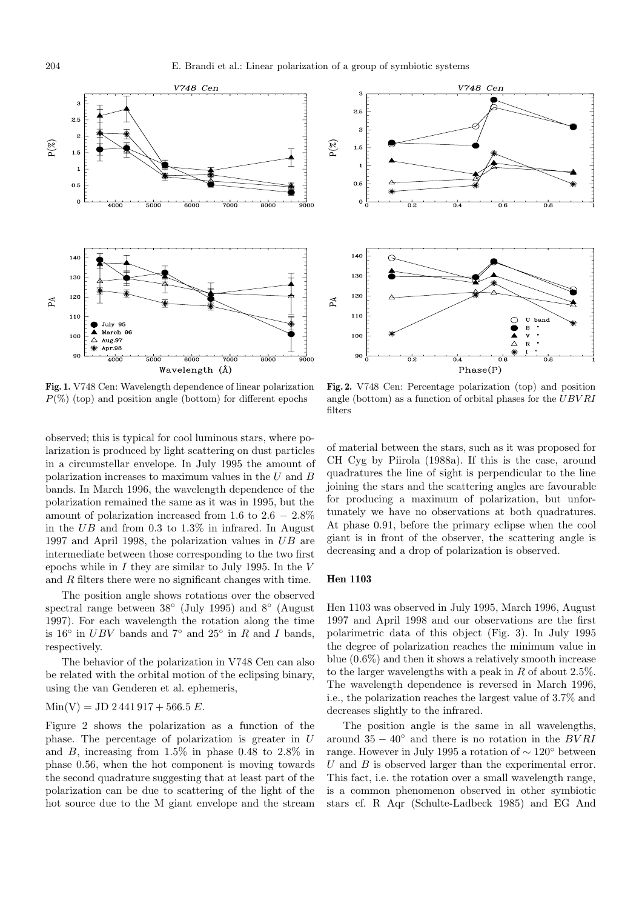**Fig. 1.** V748 Cen: Wavelength dependence of linear polarization $P(\%)$ (top) and position angle (bottom) for different epochs

**Fig. 2.** V748 Cen: Percentage polarization (top) and position angle (bottom) as a function of orbital phases for the $UBVRI$ filters

observed; this is typical for cool luminous stars, where polarization is produced by light scattering on dust particles in a circumstellar envelope. In July 1995 the amount of polarization increases to maximum values in the $U$ and $B$ bands. In March 1996, the wavelength dependence of the polarization remained the same as it was in 1995, but the amount of polarization increased from 1.6 to $2.6-2.8\%$ in the $UB$ and from 0.3 to 1.3% in infrared. In August 1997 and April 1998, the polarization values in $UB$ are intermediate between those corresponding to the two first epochs while in $I$ they are similar to July 1995. In the $V$ and $R$ filters there were no significant changes with time.

The position angle shows rotations over the observed spectral range between 38° (July 1995) and 8° (August 1997). For each wavelength the rotation along the time is 16° in $UBV$ bands and 7° and 25° in $R$ and $I$ bands, respectively.

The behavior of the polarization in V748 Cen can also be related with the orbital motion of the eclipsing binary, using the van Genderen et al. ephemeris,

$$\mathrm{Min(V)} = \mathrm{JD}\ 2\,441\,917 + 566.5\ E.$$

Figure 2 shows the polarization as a function of the phase. The percentage of polarization is greater in $U$ and $B$, increasing from 1.5% in phase 0.48 to 2.8% in phase 0.56, when the hot component is moving towards the second quadrature suggesting that at least part of the polarization can be due to scattering of the light of the hot source due to the M giant envelope and the stream of material between the stars, such as it was proposed for CH Cyg by Piirola (1988a). If this is the case, around quadratures the line of sight is perpendicular to the line joining the stars and the scattering angles are favourable for producing a maximum of polarization, but unfortunately we have no observations at both quadratures. At phase 0.91, before the primary eclipse when the cool giant is in front of the observer, the scattering angle is decreasing and a drop of polarization is observed.

### Hen 1103

Hen 1103 was observed in July 1995, March 1996, August 1997 and April 1998 and our observations are the first polarimetric data of this object (Fig. 3). In July 1995 the degree of polarization reaches the minimum value in blue (0.6%) and then it shows a relatively smooth increase to the larger wavelengths with a peak in $R$ of about 2.5%. The wavelength dependence is reversed in March 1996, i.e., the polarization reaches the largest value of 3.7% and decreases slightly to the infrared.

The position angle is the same in all wavelengths, around $35-40°$ and there is no rotation in the $BVRI$ range. However in July 1995 a rotation of $\sim 120°$ between $U$ and $B$ is observed larger than the experimental error. This fact, i.e. the rotation over a small wavelength range, is a common phenomenon observed in other symbiotic stars cf. R Aqr (Schulte-Ladbeck 1985) and EG And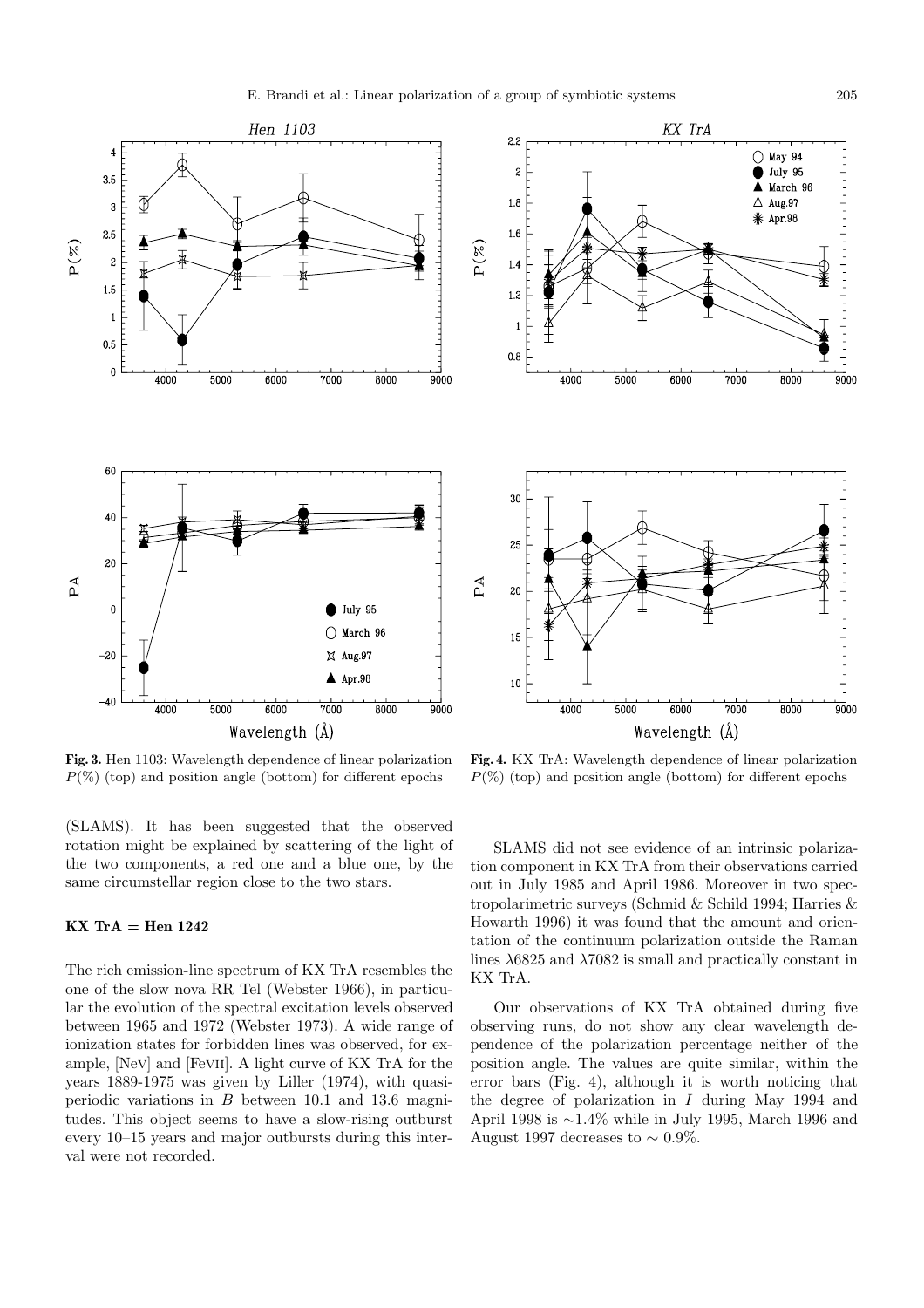**Fig. 3.** Hen 1103: Wavelength dependence of linear polarization $P(\%)$ (top) and position angle (bottom) for different epochs

**Fig. 4.** KX TrA: Wavelength dependence of linear polarization $P(\%)$ (top) and position angle (bottom) for different epochs

(SLAMS). It has been suggested that the observed rotation might be explained by scattering of the light of the two components, a red one and a blue one, by the same circumstellar region close to the two stars.

### KX TrA = Hen 1242

The rich emission-line spectrum of KX TrA resembles the one of the slow nova RR Tel (Webster 1966), in particular the evolution of the spectral excitation levels observed between 1965 and 1972 (Webster 1973). A wide range of ionization states for forbidden lines was observed, for example, [NeV] and [FeVII]. A light curve of KX TrA for the years 1889-1975 was given by Liller (1974), with quasi-periodic variations in $B$ between 10.1 and 13.6 magnitudes. This object seems to have a slow-rising outburst every 10–15 years and major outbursts during this interval were not recorded.

SLAMS did not see evidence of an intrinsic polarization component in KX TrA from their observations carried out in July 1985 and April 1986. Moreover in two spectropolarimetric surveys (Schmid & Schild 1994; Harries & Howarth 1996) it was found that the amount and orientation of the continuum polarization outside the Raman lines $\lambda$6825 and $\lambda$7082 is small and practically constant in KX TrA.

Our observations of KX TrA obtained during five observing runs, do not show any clear wavelength dependence of the polarization percentage neither of the position angle. The values are quite similar, within the error bars (Fig. 4), although it is worth noticing that the degree of polarization in $I$ during May 1994 and April 1998 is $\sim$1.4% while in July 1995, March 1996 and August 1997 decreases to $\sim$ 0.9%.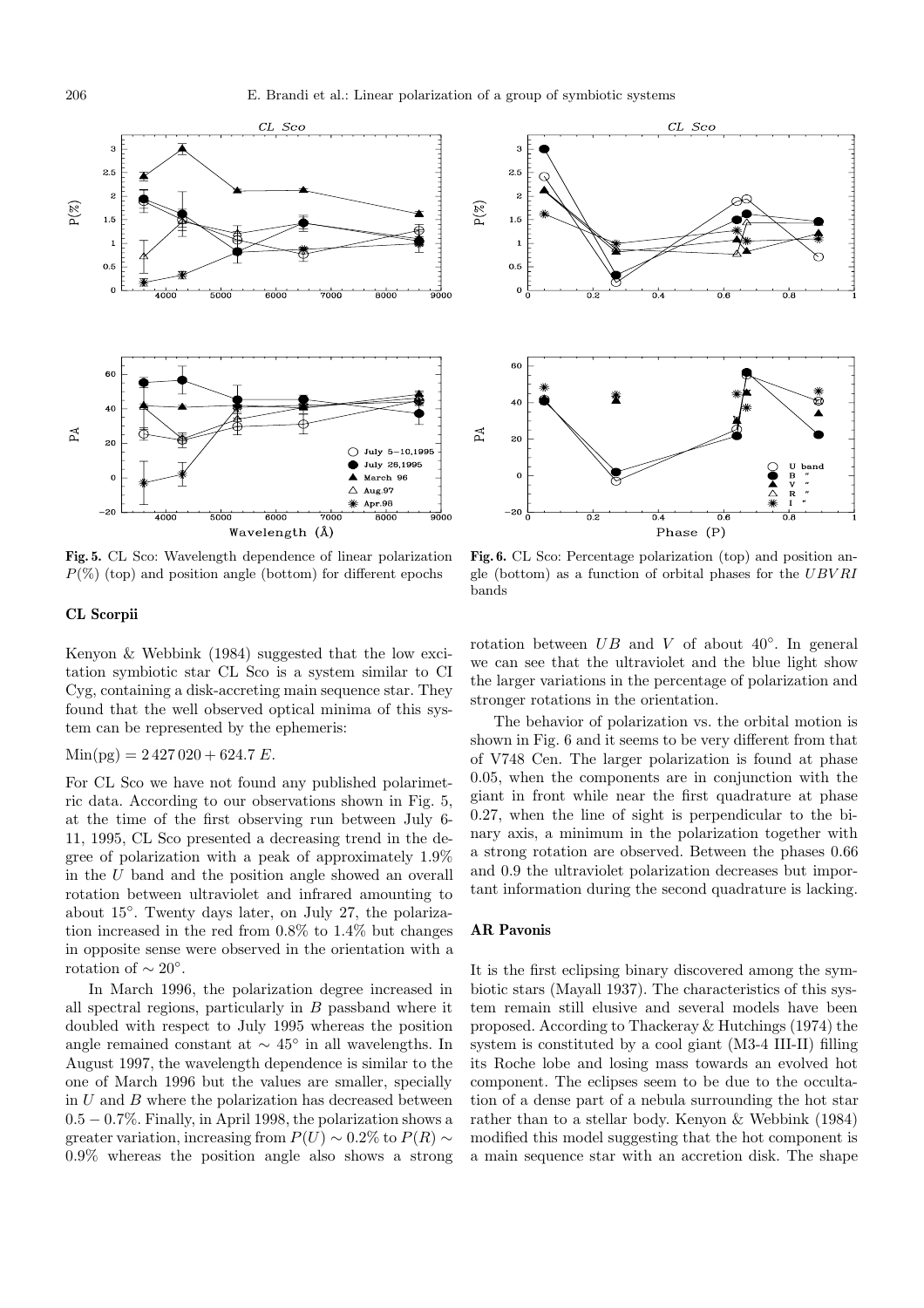**Fig. 5.** CL Sco: Wavelength dependence of linear polarization $P(\%)$ (top) and position angle (bottom) for different epochs

**Fig. 6.** CL Sco: Percentage polarization (top) and position angle (bottom) as a function of orbital phases for the $UBVRI$ bands

### CL Scorpii

Kenyon & Webbink (1984) suggested that the low excitation symbiotic star CL Sco is a system similar to CI Cyg, containing a disk-accreting main sequence star. They found that the well observed optical minima of this system can be represented by the ephemeris:

$$\mathrm{Min(pg)} = 2\,427\,020 + 624.7\ E.$$

For CL Sco we have not found any published polarimetric data. According to our observations shown in Fig. 5, at the time of the first observing run between July 6-11, 1995, CL Sco presented a decreasing trend in the degree of polarization with a peak of approximately 1.9% in the $U$ band and the position angle showed an overall rotation between ultraviolet and infrared amounting to about 15°. Twenty days later, on July 27, the polarization increased in the red from 0.8% to 1.4% but changes in opposite sense were observed in the orientation with a rotation of $\sim 20°$.

In March 1996, the polarization degree increased in all spectral regions, particularly in $B$ passband where it doubled with respect to July 1995 whereas the position angle remained constant at $\sim 45°$ in all wavelengths. In August 1997, the wavelength dependence is similar to the one of March 1996 but the values are smaller, specially in $U$ and $B$ where the polarization has decreased between $0.5 - 0.7\%$. Finally, in April 1998, the polarization shows a greater variation, increasing from $P(U) \sim 0.2\%$ to $P(R) \sim 0.9\%$ whereas the position angle also shows a strong rotation between $UB$ and $V$ of about 40°. In general we can see that the ultraviolet and the blue light show the larger variations in the percentage of polarization and stronger rotations in the orientation.

The behavior of polarization vs. the orbital motion is shown in Fig. 6 and it seems to be very different from that of V748 Cen. The larger polarization is found at phase 0.05, when the components are in conjunction with the giant in front while near the first quadrature at phase 0.27, when the line of sight is perpendicular to the binary axis, a minimum in the polarization together with a strong rotation are observed. Between the phases 0.66 and 0.9 the ultraviolet polarization decreases but important information during the second quadrature is lacking.

### AR Pavonis

It is the first eclipsing binary discovered among the symbiotic stars (Mayall 1937). The characteristics of this system remain still elusive and several models have been proposed. According to Thackeray & Hutchings (1974) the system is constituted by a cool giant (M3-4 III-II) filling its Roche lobe and losing mass towards an evolved hot component. The eclipses seem to be due to the occultation of a dense part of a nebula surrounding the hot star rather than to a stellar body. Kenyon & Webbink (1984) modified this model suggesting that the hot component is a main sequence star with an accretion disk. The shape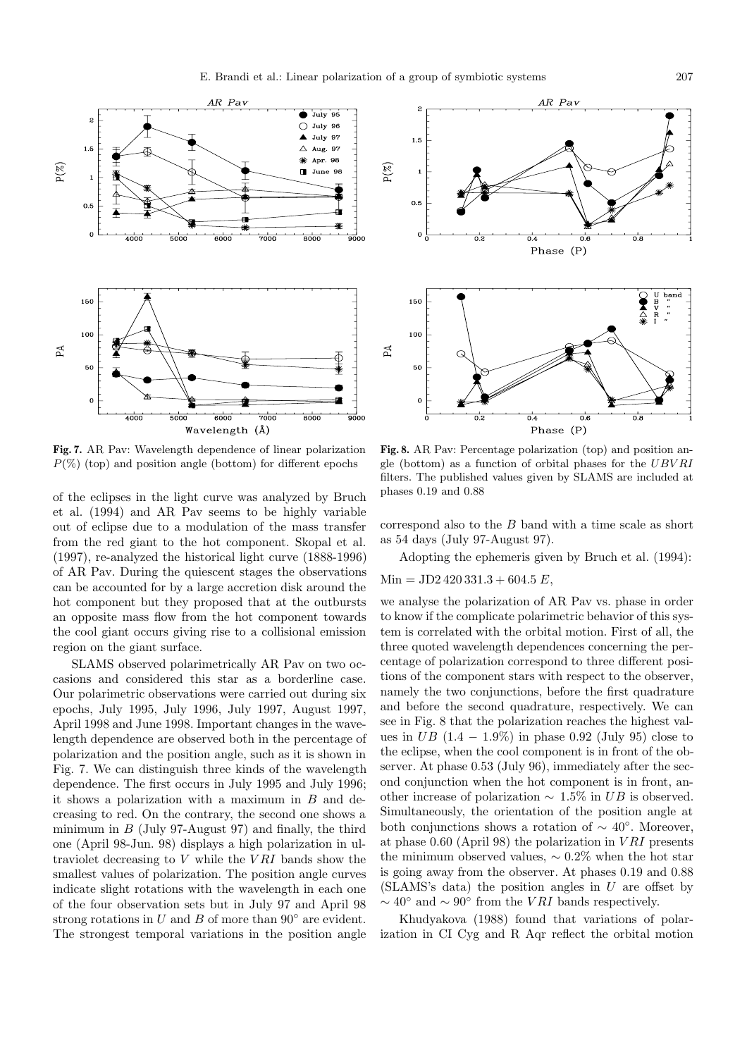**Fig. 7.** AR Pav: Wavelength dependence of linear polarization $P(\%)$ (top) and position angle (bottom) for different epochs

**Fig. 8.** AR Pav: Percentage polarization (top) and position angle (bottom) as a function of orbital phases for the $UBVRI$ filters. The published values given by SLAMS are included at phases 0.19 and 0.88

of the eclipses in the light curve was analyzed by Bruch et al. (1994) and AR Pav seems to be highly variable out of eclipse due to a modulation of the mass transfer from the red giant to the hot component. Skopal et al. (1997), re-analyzed the historical light curve (1888-1996) of AR Pav. During the quiescent stages the observations can be accounted for by a large accretion disk around the hot component but they proposed that at the outbursts an opposite mass flow from the hot component towards the cool giant occurs giving rise to a collisional emission region on the giant surface.

SLAMS observed polarimetrically AR Pav on two occasions and considered this star as a borderline case. Our polarimetric observations were carried out during six epochs, July 1995, July 1996, July 1997, August 1997, April 1998 and June 1998. Important changes in the wavelength dependence are observed both in the percentage of polarization and the position angle, such as it is shown in Fig. 7. We can distinguish three kinds of the wavelength dependence. The first occurs in July 1995 and July 1996; it shows a polarization with a maximum in $B$ and decreasing to red. On the contrary, the second one shows a minimum in $B$ (July 97-August 97) and finally, the third one (April 98-Jun. 98) displays a high polarization in ultraviolet decreasing to $V$ while the $VRI$ bands show the smallest values of polarization. The position angle curves indicate slight rotations with the wavelength in each one of the four observation sets but in July 97 and April 98 strong rotations in $U$ and $B$ of more than 90° are evident. The strongest temporal variations in the position angle correspond also to the $B$ band with a time scale as short as 54 days (July 97-August 97).

Adopting the ephemeris given by Bruch et al. (1994):

$$\mathrm{Min} = \mathrm{JD}2\,420\,331.3 + 604.5\,E,$$

we analyse the polarization of AR Pav vs. phase in order to know if the complicate polarimetric behavior of this system is correlated with the orbital motion. First of all, the three quoted wavelength dependences concerning the percentage of polarization correspond to three different positions of the component stars with respect to the observer, namely the two conjunctions, before the first quadrature and before the second quadrature, respectively. We can see in Fig. 8 that the polarization reaches the highest values in $UB$ ($1.4 - 1.9\%$) in phase 0.92 (July 95) close to the eclipse, when the cool component is in front of the observer. At phase 0.53 (July 96), immediately after the second conjunction when the hot component is in front, another increase of polarization $\sim 1.5\%$ in $UB$ is observed. Simultaneously, the orientation of the position angle at both conjunctions shows a rotation of $\sim 40°$. Moreover, at phase 0.60 (April 98) the polarization in $VRI$ presents the minimum observed values, $\sim 0.2\%$ when the hot star is going away from the observer. At phases 0.19 and 0.88 (SLAMS's data) the position angles in $U$ are offset by $\sim 40°$ and $\sim 90°$ from the $VRI$ bands respectively.

Khudyakova (1988) found that variations of polarization in CI Cyg and R Aqr reflect the orbital motion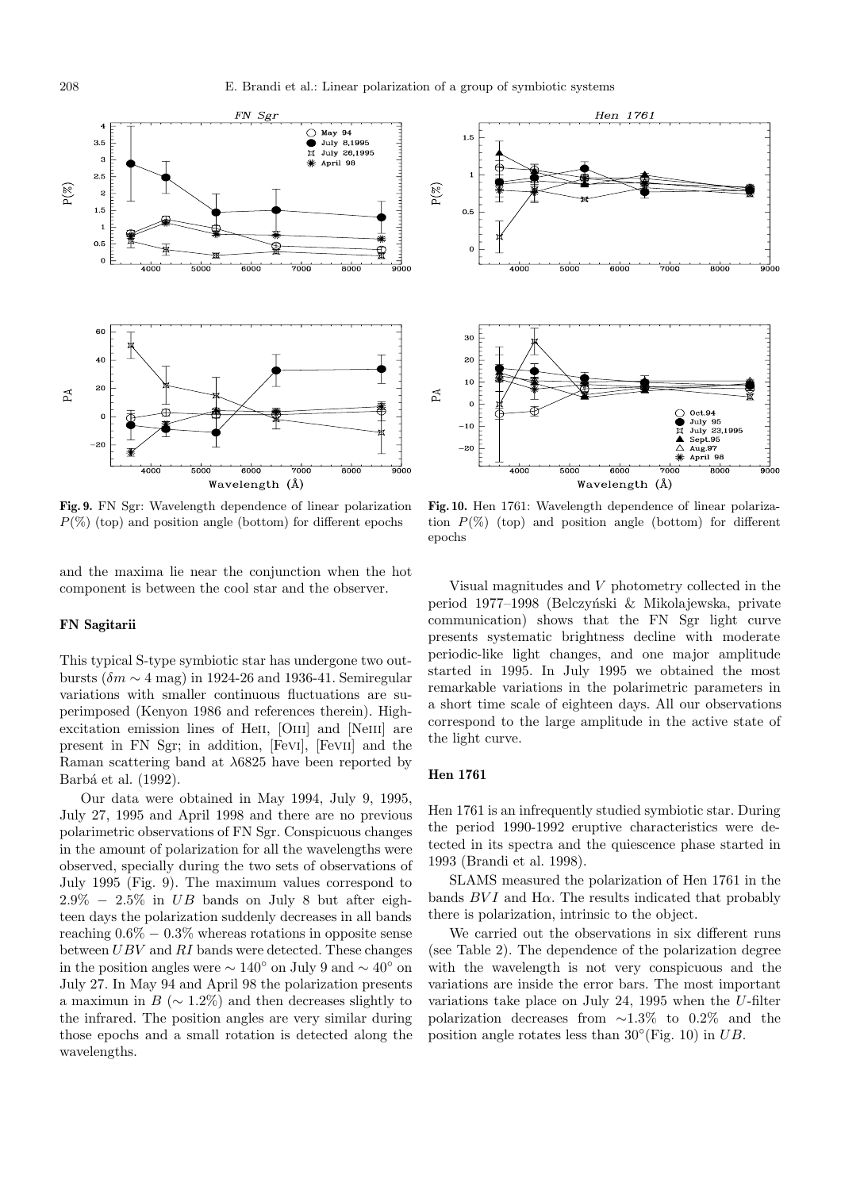**Fig. 9.** FN Sgr: Wavelength dependence of linear polarization $P(\%)$ (top) and position angle (bottom) for different epochs

**Fig. 10.** Hen 1761: Wavelength dependence of linear polarization $P(\%)$ (top) and position angle (bottom) for different epochs

and the maxima lie near the conjunction when the hot component is between the cool star and the observer.

### FN Sagitarii

This typical S-type symbiotic star has undergone two outbursts ($\delta m \sim 4$ mag) in 1924-26 and 1936-41. Semiregular variations with smaller continuous fluctuations are superimposed (Kenyon 1986 and references therein). High-excitation emission lines of HeII, [OIII] and [NeIII] are present in FN Sgr; in addition, [FeVI], [FeVII] and the Raman scattering band at $\lambda$6825 have been reported by Barbá et al. (1992).

Our data were obtained in May 1994, July 9, 1995, July 27, 1995 and April 1998 and there are no previous polarimetric observations of FN Sgr. Conspicuous changes in the amount of polarization for all the wavelengths were observed, specially during the two sets of observations of July 1995 (Fig. 9). The maximum values correspond to $2.9\% - 2.5\%$ in $UB$ bands on July 8 but after eighteen days the polarization suddenly decreases in all bands reaching $0.6\% - 0.3\%$ whereas rotations in opposite sense between $UBV$ and $RI$ bands were detected. These changes in the position angles were $\sim 140°$ on July 9 and $\sim 40°$ on July 27. In May 94 and April 98 the polarization presents a maximun in $B$ ($\sim 1.2\%$) and then decreases slightly to the infrared. The position angles are very similar during those epochs and a small rotation is detected along the wavelengths.

Visual magnitudes and $V$ photometry collected in the period 1977–1998 (Belczyński & Mikolajewska, private communication) shows that the FN Sgr light curve presents systematic brightness decline with moderate periodic-like light changes, and one major amplitude started in 1995. In July 1995 we obtained the most remarkable variations in the polarimetric parameters in a short time scale of eighteen days. All our observations correspond to the large amplitude in the active state of the light curve.

### Hen 1761

Hen 1761 is an infrequently studied symbiotic star. During the period 1990-1992 eruptive characteristics were detected in its spectra and the quiescence phase started in 1993 (Brandi et al. 1998).

SLAMS measured the polarization of Hen 1761 in the bands $BVI$ and H$\alpha$. The results indicated that probably there is polarization, intrinsic to the object.

We carried out the observations in six different runs (see Table 2). The dependence of the polarization degree with the wavelength is not very conspicuous and the variations are inside the error bars. The most important variations take place on July 24, 1995 when the $U$-filter polarization decreases from $\sim$1.3% to 0.2% and the position angle rotates less than 30°(Fig. 10) in $UB$.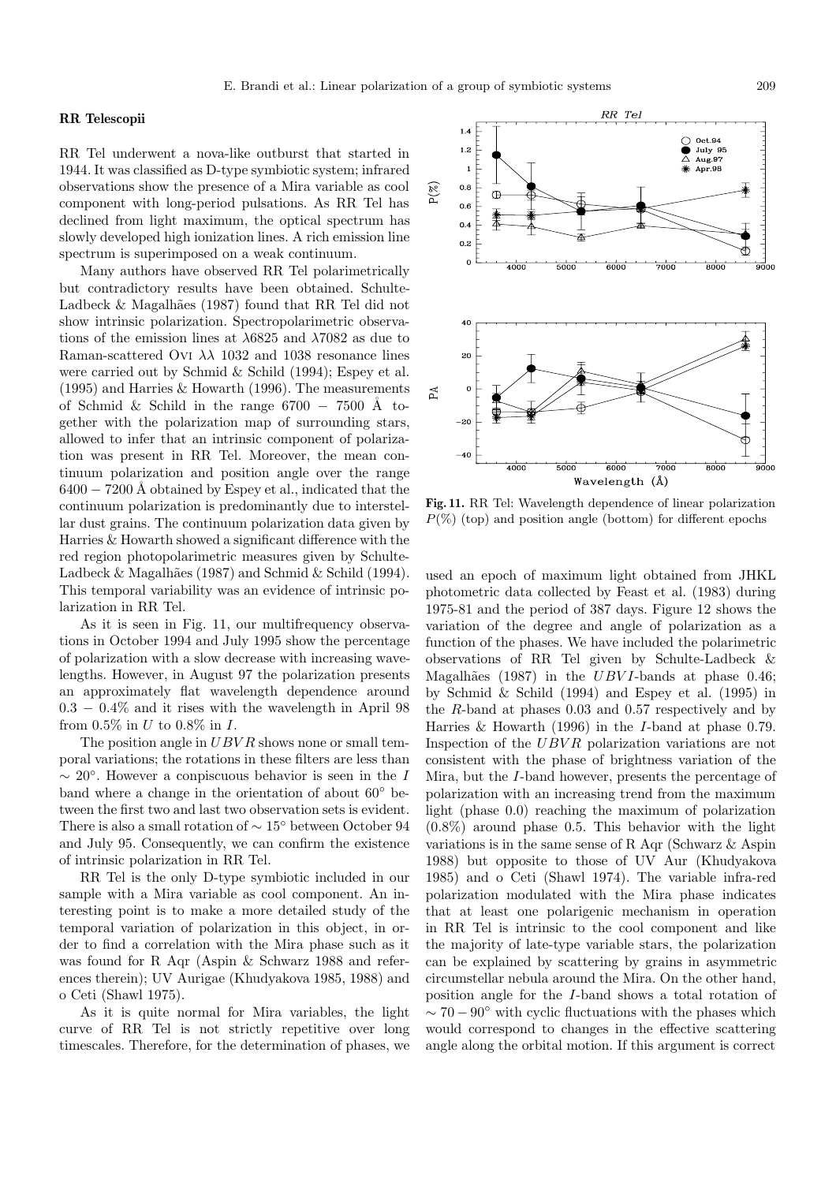### RR Telescopii

RR Tel underwent a nova-like outburst that started in 1944. It was classified as D-type symbiotic system; infrared observations show the presence of a Mira variable as cool component with long-period pulsations. As RR Tel has declined from light maximum, the optical spectrum has slowly developed high ionization lines. A rich emission line spectrum is superimposed on a weak continuum.

Many authors have observed RR Tel polarimetrically but contradictory results have been obtained. Schulte-Ladbeck & Magalhães (1987) found that RR Tel did not show intrinsic polarization. Spectropolarimetric observations of the emission lines at λ6825 and λ7082 as due to Raman-scattered O VI λλ 1032 and 1038 resonance lines were carried out by Schmid & Schild (1994); Espey et al. (1995) and Harries & Howarth (1996). The measurements of Schmid & Schild in the range 6700 − 7500 Å together with the polarization map of surrounding stars, allowed to infer that an intrinsic component of polarization was present in RR Tel. Moreover, the mean continuum polarization and position angle over the range 6400 − 7200 Å obtained by Espey et al., indicated that the continuum polarization is predominantly due to interstellar dust grains. The continuum polarization data given by Harries & Howarth showed a significant difference with the red region photopolarimetric measures given by Schulte-Ladbeck & Magalhães (1987) and Schmid & Schild (1994). This temporal variability was an evidence of intrinsic polarization in RR Tel.

As it is seen in Fig. 11, our multifrequency observations in October 1994 and July 1995 show the percentage of polarization with a slow decrease with increasing wavelengths. However, in August 97 the polarization presents an approximately flat wavelength dependence around 0.3 − 0.4% and it rises with the wavelength in April 98 from 0.5% in $U$ to 0.8% in $I$.

The position angle in $UBVR$ shows none or small temporal variations; the rotations in these filters are less than $\sim 20°$. However a conpiscuous behavior is seen in the $I$ band where a change in the orientation of about 60° between the first two and last two observation sets is evident. There is also a small rotation of $\sim 15°$ between October 94 and July 95. Consequently, we can confirm the existence of intrinsic polarization in RR Tel.

RR Tel is the only D-type symbiotic included in our sample with a Mira variable as cool component. An interesting point is to make a more detailed study of the temporal variation of polarization in this object, in order to find a correlation with the Mira phase such as it was found for R Aqr (Aspin & Schwarz 1988 and references therein); UV Aurigae (Khudyakova 1985, 1988) and o Ceti (Shawl 1975).

As it is quite normal for Mira variables, the light curve of RR Tel is not strictly repetitive over long timescales. Therefore, for the determination of phases, we used an epoch of maximum light obtained from JHKL photometric data collected by Feast et al. (1983) during 1975-81 and the period of 387 days. Figure 12 shows the variation of the degree and angle of polarization as a function of the phases. We have included the polarimetric observations of RR Tel given by Schulte-Ladbeck & Magalhães (1987) in the $UBVI$-bands at phase 0.46; by Schmid & Schild (1994) and Espey et al. (1995) in the $R$-band at phases 0.03 and 0.57 respectively and by Harries & Howarth (1996) in the $I$-band at phase 0.79. Inspection of the $UBVR$ polarization variations are not consistent with the phase of brightness variation of the Mira, but the $I$-band however, presents the percentage of polarization with an increasing trend from the maximum light (phase 0.0) reaching the maximum of polarization (0.8%) around phase 0.5. This behavior with the light variations is in the same sense of R Aqr (Schwarz & Aspin 1988) but opposite to those of UV Aur (Khudyakova 1985) and o Ceti (Shawl 1974). The variable infra-red polarization modulated with the Mira phase indicates that at least one polarigenic mechanism in operation in RR Tel is intrinsic to the cool component and like the majority of late-type variable stars, the polarization can be explained by scattering by grains in asymmetric circumstellar nebula around the Mira. On the other hand, position angle for the $I$-band shows a total rotation of $\sim 70 - 90°$ with cyclic fluctuations with the phases which would correspond to changes in the effective scattering angle along the orbital motion. If this argument is correct

**Fig. 11.** RR Tel: Wavelength dependence of linear polarization $P(\%)$ (top) and position angle (bottom) for different epochs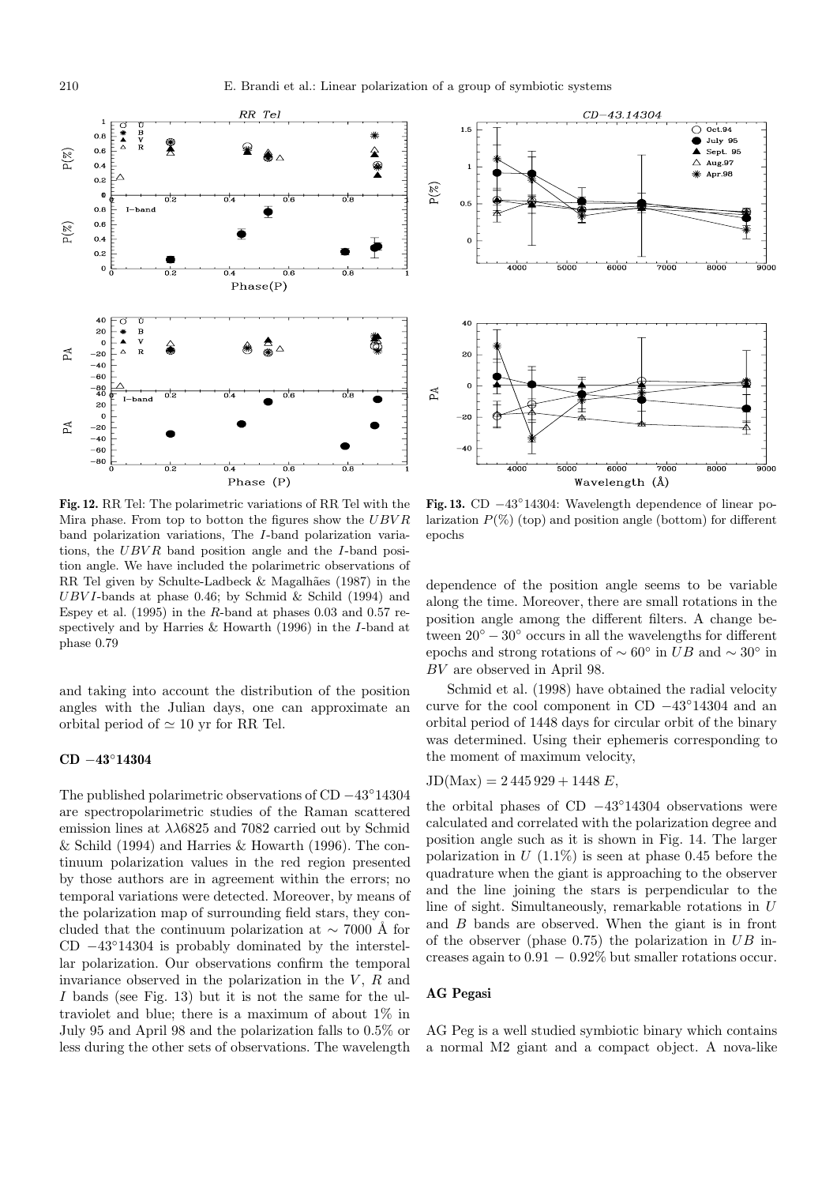**Fig. 12.** RR Tel: The polarimetric variations of RR Tel with the Mira phase. From top to botton the figures show the $UBVR$ band polarization variations, The $I$-band polarization variations, the $UBVR$ band position angle and the $I$-band position angle. We have included the polarimetric observations of RR Tel given by Schulte-Ladbeck & Magalhães (1987) in the $UBVI$-bands at phase 0.46; by Schmid & Schild (1994) and Espey et al. (1995) in the $R$-band at phases 0.03 and 0.57 respectively and by Harries & Howarth (1996) in the $I$-band at phase 0.79

**Fig. 13.** CD $-43^{\circ}14304$: Wavelength dependence of linear polarization $P(\%)$ (top) and position angle (bottom) for different epochs

and taking into account the distribution of the position angles with the Julian days, one can approximate an orbital period of $\simeq 10$ yr for RR Tel.

### CD $-43^{\circ}14304$

The published polarimetric observations of CD $-43^{\circ}14304$ are spectropolarimetric studies of the Raman scattered emission lines at $\lambda\lambda 6825$ and 7082 carried out by Schmid & Schild (1994) and Harries & Howarth (1996). The continuum polarization values in the red region presented by those authors are in agreement within the errors; no temporal variations were detected. Moreover, by means of the polarization map of surrounding field stars, they concluded that the continuum polarization at $\sim 7000$ Å for CD $-43^{\circ}14304$ is probably dominated by the interstellar polarization. Our observations confirm the temporal invariance observed in the polarization in the $V$, $R$ and $I$ bands (see Fig. 13) but it is not the same for the ultraviolet and blue; there is a maximum of about 1% in July 95 and April 98 and the polarization falls to 0.5% or less during the other sets of observations. The wavelength dependence of the position angle seems to be variable along the time. Moreover, there are small rotations in the position angle among the different filters. A change between $20^{\circ} - 30^{\circ}$ occurs in all the wavelengths for different epochs and strong rotations of $\sim 60^{\circ}$ in $UB$ and $\sim 30^{\circ}$ in $BV$ are observed in April 98.

Schmid et al. (1998) have obtained the radial velocity curve for the cool component in CD $-43^{\circ}14304$ and an orbital period of 1448 days for circular orbit of the binary was determined. Using their ephemeris corresponding to the moment of maximum velocity,

$$\mathrm{JD(Max)} = 2\,445\,929 + 1448\;E,$$

the orbital phases of CD $-43^{\circ}14304$ observations were calculated and correlated with the polarization degree and position angle such as it is shown in Fig. 14. The larger polarization in $U$ (1.1%) is seen at phase 0.45 before the quadrature when the giant is approaching to the observer and the line joining the stars is perpendicular to the line of sight. Simultaneously, remarkable rotations in $U$ and $B$ bands are observed. When the giant is in front of the observer (phase 0.75) the polarization in $UB$ increases again to $0.91 - 0.92\%$ but smaller rotations occur.

### AG Pegasi

AG Peg is a well studied symbiotic binary which contains a normal M2 giant and a compact object. A nova-like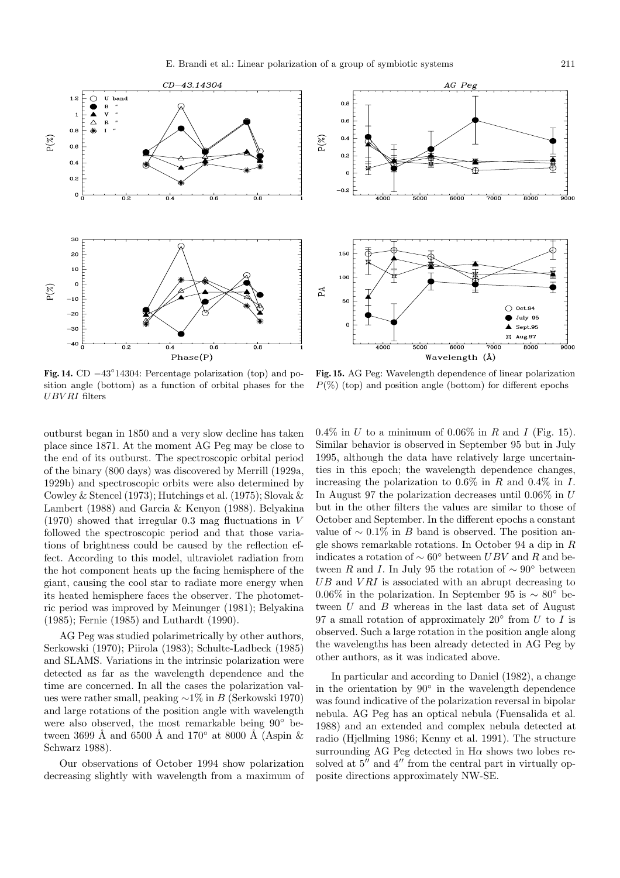**Fig. 14.** CD $-43^{\circ}14304$: Percentage polarization (top) and position angle (bottom) as a function of orbital phases for the *UBVRI* filters

**Fig. 15.** AG Peg: Wavelength dependence of linear polarization $P(\%)$ (top) and position angle (bottom) for different epochs

outburst began in 1850 and a very slow decline has taken place since 1871. At the moment AG Peg may be close to the end of its outburst. The spectroscopic orbital period of the binary (800 days) was discovered by Merrill (1929a, 1929b) and spectroscopic orbits were also determined by Cowley & Stencel (1973); Hutchings et al. (1975); Slovak & Lambert (1988) and Garcia & Kenyon (1988). Belyakina (1970) showed that irregular 0.3 mag fluctuations in $V$ followed the spectroscopic period and that those variations of brightness could be caused by the reflection effect. According to this model, ultraviolet radiation from the hot component heats up the facing hemisphere of the giant, causing the cool star to radiate more energy when its heated hemisphere faces the observer. The photometric period was improved by Meinunger (1981); Belyakina (1985); Fernie (1985) and Luthardt (1990).

AG Peg was studied polarimetrically by other authors, Serkowski (1970); Piirola (1983); Schulte-Ladbeck (1985) and SLAMS. Variations in the intrinsic polarization were detected as far as the wavelength dependence and the time are concerned. In all the cases the polarization values were rather small, peaking $\sim$1% in $B$ (Serkowski 1970) and large rotations of the position angle with wavelength were also observed, the most remarkable being 90° between 3699 Å and 6500 Å and 170° at 8000 Å (Aspin & Schwarz 1988).

Our observations of October 1994 show polarization decreasing slightly with wavelength from a maximum of 0.4% in $U$ to a minimum of 0.06% in $R$ and $I$ (Fig. 15). Similar behavior is observed in September 95 but in July 1995, although the data have relatively large uncertainties in this epoch; the wavelength dependence changes, increasing the polarization to 0.6% in $R$ and 0.4% in $I$. In August 97 the polarization decreases until 0.06% in $U$ but in the other filters the values are similar to those of October and September. In the different epochs a constant value of $\sim$ 0.1% in $B$ band is observed. The position angle shows remarkable rotations. In October 94 a dip in $R$ indicates a rotation of $\sim$ 60° between $UBV$ and $R$ and between $R$ and $I$. In July 95 the rotation of $\sim$ 90° between $UB$ and $VRI$ is associated with an abrupt decreasing to 0.06% in the polarization. In September 95 is $\sim$ 80° between $U$ and $B$ whereas in the last data set of August 97 a small rotation of approximately 20° from $U$ to $I$ is observed. Such a large rotation in the position angle along the wavelengths has been already detected in AG Peg by other authors, as it was indicated above.

In particular and according to Daniel (1982), a change in the orientation by 90° in the wavelength dependence was found indicative of the polarization reversal in bipolar nebula. AG Peg has an optical nebula (Fuensalida et al. 1988) and an extended and complex nebula detected at radio (Hjellming 1986; Kenny et al. 1991). The structure surrounding AG Peg detected in Hα shows two lobes resolved at 5″ and 4″ from the central part in virtually opposite directions approximately NW-SE.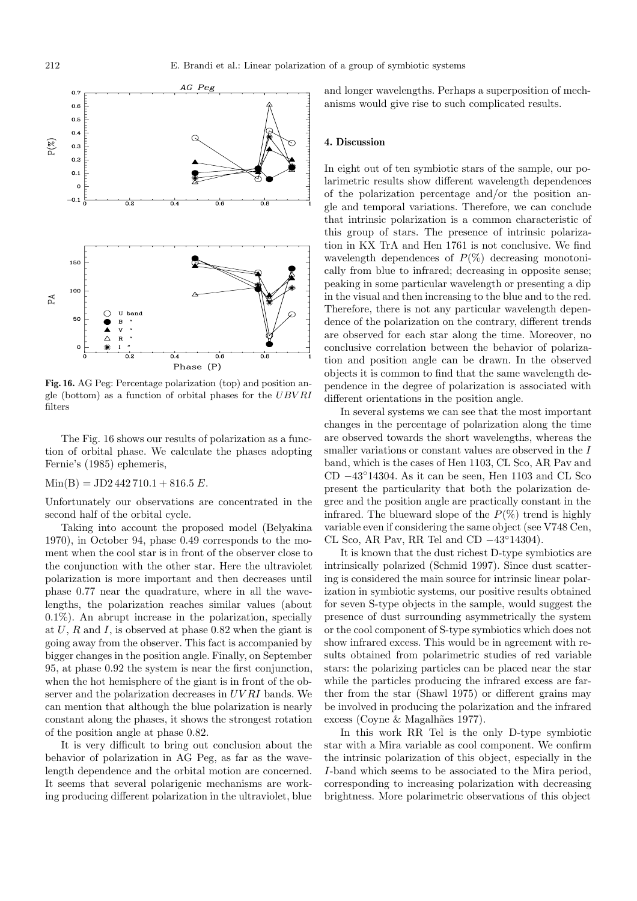**Fig. 16.** AG Peg: Percentage polarization (top) and position angle (bottom) as a function of orbital phases for the $UBVRI$ filters

The Fig. 16 shows our results of polarization as a function of orbital phase. We calculate the phases adopting Fernie's (1985) ephemeris,

$$\text{Min(B)} = \text{JD}2\,442\,710.1 + 816.5\,E.$$

Unfortunately our observations are concentrated in the second half of the orbital cycle.

Taking into account the proposed model (Belyakina 1970), in October 94, phase 0.49 corresponds to the moment when the cool star is in front of the observer close to the conjunction with the other star. Here the ultraviolet polarization is more important and then decreases until phase 0.77 near the quadrature, where in all the wavelengths, the polarization reaches similar values (about 0.1%). An abrupt increase in the polarization, specially at $U$, $R$ and $I$, is observed at phase 0.82 when the giant is going away from the observer. This fact is accompanied by bigger changes in the position angle. Finally, on September 95, at phase 0.92 the system is near the first conjunction, when the hot hemisphere of the giant is in front of the observer and the polarization decreases in $UVRI$ bands. We can mention that although the blue polarization is nearly constant along the phases, it shows the strongest rotation of the position angle at phase 0.82.

It is very difficult to bring out conclusion about the behavior of polarization in AG Peg, as far as the wavelength dependence and the orbital motion are concerned. It seems that several polarigenic mechanisms are working producing different polarization in the ultraviolet, blue and longer wavelengths. Perhaps a superposition of mechanisms would give rise to such complicated results.

## 4. Discussion

In eight out of ten symbiotic stars of the sample, our polarimetric results show different wavelength dependences of the polarization percentage and/or the position angle and temporal variations. Therefore, we can conclude that intrinsic polarization is a common characteristic of this group of stars. The presence of intrinsic polarization in KX TrA and Hen 1761 is not conclusive. We find wavelength dependences of $P(\%)$ decreasing monotonically from blue to infrared; decreasing in opposite sense; peaking in some particular wavelength or presenting a dip in the visual and then increasing to the blue and to the red. Therefore, there is not any particular wavelength dependence of the polarization on the contrary, different trends are observed for each star along the time. Moreover, no conclusive correlation between the behavior of polarization and position angle can be drawn. In the observed objects it is common to find that the same wavelength dependence in the degree of polarization is associated with different orientations in the position angle.

In several systems we can see that the most important changes in the percentage of polarization along the time are observed towards the short wavelengths, whereas the smaller variations or constant values are observed in the $I$ band, which is the cases of Hen 1103, CL Sco, AR Pav and CD $-43^{\circ}14304$. As it can be seen, Hen 1103 and CL Sco present the particularity that both the polarization degree and the position angle are practically constant in the infrared. The blueward slope of the $P(\%)$ trend is highly variable even if considering the same object (see V748 Cen, CL Sco, AR Pav, RR Tel and CD $-43^{\circ}14304$).

It is known that the dust richest D-type symbiotics are intrinsically polarized (Schmid 1997). Since dust scattering is considered the main source for intrinsic linear polarization in symbiotic systems, our positive results obtained for seven S-type objects in the sample, would suggest the presence of dust surrounding asymmetrically the system or the cool component of S-type symbiotics which does not show infrared excess. This would be in agreement with results obtained from polarimetric studies of red variable stars: the polarizing particles can be placed near the star while the particles producing the infrared excess are farther from the star (Shawl 1975) or different grains may be involved in producing the polarization and the infrared excess (Coyne & Magalhães 1977).

In this work RR Tel is the only D-type symbiotic star with a Mira variable as cool component. We confirm the intrinsic polarization of this object, especially in the $I$-band which seems to be associated to the Mira period, corresponding to increasing polarization with decreasing brightness. More polarimetric observations of this object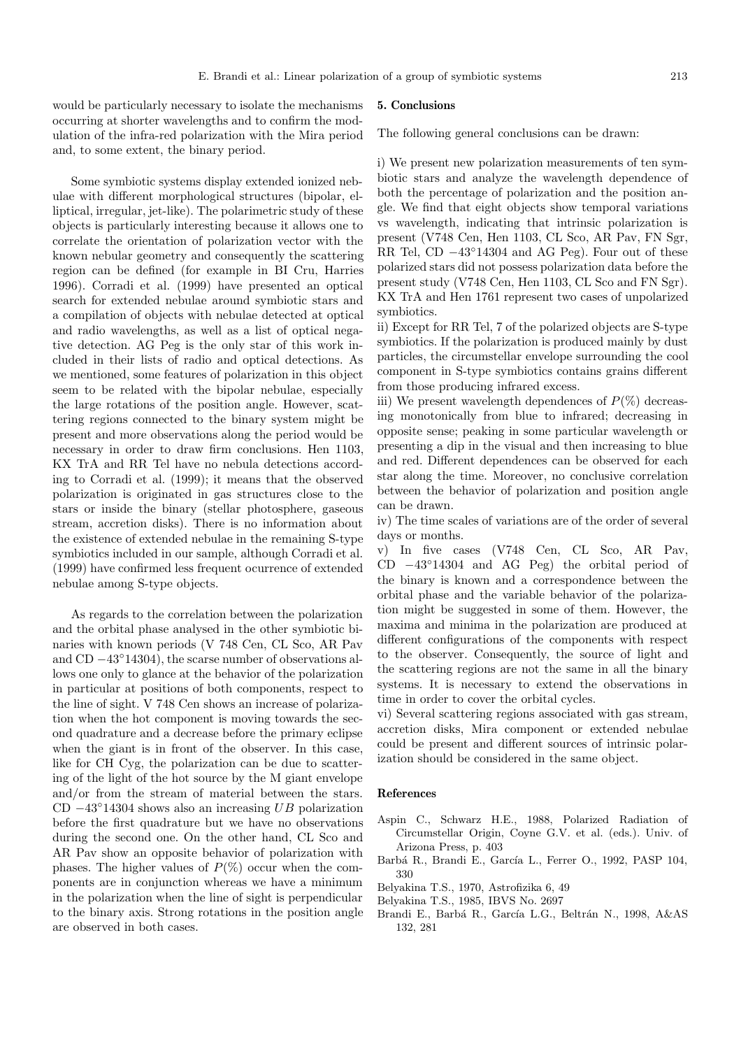would be particularly necessary to isolate the mechanisms occurring at shorter wavelengths and to confirm the modulation of the infra-red polarization with the Mira period and, to some extent, the binary period.

Some symbiotic systems display extended ionized nebulae with different morphological structures (bipolar, elliptical, irregular, jet-like). The polarimetric study of these objects is particularly interesting because it allows one to correlate the orientation of polarization vector with the known nebular geometry and consequently the scattering region can be defined (for example in BI Cru, Harries 1996). Corradi et al. (1999) have presented an optical search for extended nebulae around symbiotic stars and a compilation of objects with nebulae detected at optical and radio wavelengths, as well as a list of optical negative detection. AG Peg is the only star of this work included in their lists of radio and optical detections. As we mentioned, some features of polarization in this object seem to be related with the bipolar nebulae, especially the large rotations of the position angle. However, scattering regions connected to the binary system might be present and more observations along the period would be necessary in order to draw firm conclusions. Hen 1103, KX TrA and RR Tel have no nebula detections according to Corradi et al. (1999); it means that the observed polarization is originated in gas structures close to the stars or inside the binary (stellar photosphere, gaseous stream, accretion disks). There is no information about the existence of extended nebulae in the remaining S-type symbiotics included in our sample, although Corradi et al. (1999) have confirmed less frequent ocurrence of extended nebulae among S-type objects.

As regards to the correlation between the polarization and the orbital phase analysed in the other symbiotic binaries with known periods (V 748 Cen, CL Sco, AR Pav and CD $-43°14304$), the scarse number of observations allows one only to glance at the behavior of the polarization in particular at positions of both components, respect to the line of sight. V 748 Cen shows an increase of polarization when the hot component is moving towards the second quadrature and a decrease before the primary eclipse when the giant is in front of the observer. In this case, like for CH Cyg, the polarization can be due to scattering of the light of the hot source by the M giant envelope and/or from the stream of material between the stars. CD $-43°14304$ shows also an increasing $UB$ polarization before the first quadrature but we have no observations during the second one. On the other hand, CL Sco and AR Pav show an opposite behavior of polarization with phases. The higher values of $P(\%)$ occur when the components are in conjunction whereas we have a minimum in the polarization when the line of sight is perpendicular to the binary axis. Strong rotations in the position angle are observed in both cases.

## 5. Conclusions

The following general conclusions can be drawn:

i) We present new polarization measurements of ten symbiotic stars and analyze the wavelength dependence of both the percentage of polarization and the position angle. We find that eight objects show temporal variations vs wavelength, indicating that intrinsic polarization is present (V748 Cen, Hen 1103, CL Sco, AR Pav, FN Sgr, RR Tel, CD $-43°14304$ and AG Peg). Four out of these polarized stars did not possess polarization data before the present study (V748 Cen, Hen 1103, CL Sco and FN Sgr). KX TrA and Hen 1761 represent two cases of unpolarized symbiotics.

ii) Except for RR Tel, 7 of the polarized objects are S-type symbiotics. If the polarization is produced mainly by dust particles, the circumstellar envelope surrounding the cool component in S-type symbiotics contains grains different from those producing infrared excess.

iii) We present wavelength dependences of $P(\%)$ decreasing monotonically from blue to infrared; decreasing in opposite sense; peaking in some particular wavelength or presenting a dip in the visual and then increasing to blue and red. Different dependences can be observed for each star along the time. Moreover, no conclusive correlation between the behavior of polarization and position angle can be drawn.

iv) The time scales of variations are of the order of several days or months.

v) In five cases (V748 Cen, CL Sco, AR Pav, CD $-43°14304$ and AG Peg) the orbital period of the binary is known and a correspondence between the orbital phase and the variable behavior of the polarization might be suggested in some of them. However, the maxima and minima in the polarization are produced at different configurations of the components with respect to the observer. Consequently, the source of light and the scattering regions are not the same in all the binary systems. It is necessary to extend the observations in time in order to cover the orbital cycles.

vi) Several scattering regions associated with gas stream, accretion disks, Mira component or extended nebulae could be present and different sources of intrinsic polarization should be considered in the same object.

## References

- Aspin C., Schwarz H.E., 1988, Polarized Radiation of Circumstellar Origin, Coyne G.V. et al. (eds.). Univ. of Arizona Press, p. 403
- Barbá R., Brandi E., García L., Ferrer O., 1992, PASP 104, 330
- Belyakina T.S., 1970, Astrofizika 6, 49
- Belyakina T.S., 1985, IBVS No. 2697
- Brandi E., Barbá R., García L.G., Beltrán N., 1998, A&AS 132, 281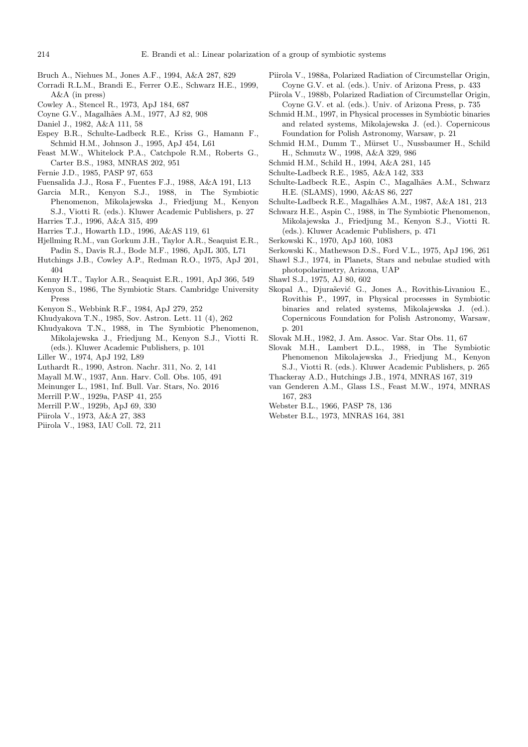Bruch A., Niehues M., Jones A.F., 1994, A&A 287, 829

Corradi R.L.M., Brandi E., Ferrer O.E., Schwarz H.E., 1999, A&A (in press)

Cowley A., Stencel R., 1973, ApJ 184, 687

Coyne G.V., Magalhães A.M., 1977, AJ 82, 908

Daniel J., 1982, A&A 111, 58

Espey B.R., Schulte-Ladbeck R.E., Kriss G., Hamann F., Schmid H.M., Johnson J., 1995, ApJ 454, L61

Feast M.W., Whitelock P.A., Catchpole R.M., Roberts G., Carter B.S., 1983, MNRAS 202, 951

Fernie J.D., 1985, PASP 97, 653

Fuensalida J.J., Rosa F., Fuentes F.J., 1988, A&A 191, L13

Garcia M.R., Kenyon S.J., 1988, in The Symbiotic Phenomenon, Mikolajewska J., Friedjung M., Kenyon S.J., Viotti R. (eds.). Kluwer Academic Publishers, p. 27

Harries T.J., 1996, A&A 315, 499

Harries T.J., Howarth I.D., 1996, A&AS 119, 61

Hjellming R.M., van Gorkum J.H., Taylor A.R., Seaquist E.R., Padin S., Davis R.J., Bode M.F., 1986, ApJL 305, L71

Hutchings J.B., Cowley A.P., Redman R.O., 1975, ApJ 201, 404

Kenny H.T., Taylor A.R., Seaquist E.R., 1991, ApJ 366, 549

Kenyon S., 1986, The Symbiotic Stars. Cambridge University Press

Kenyon S., Webbink R.F., 1984, ApJ 279, 252

Khudyakova T.N., 1985, Sov. Astron. Lett. 11 (4), 262

Khudyakova T.N., 1988, in The Symbiotic Phenomenon, Mikolajewska J., Friedjung M., Kenyon S.J., Viotti R. (eds.). Kluwer Academic Publishers, p. 101

Liller W., 1974, ApJ 192, L89

Luthardt R., 1990, Astron. Nachr. 311, No. 2, 141

Mayall M.W., 1937, Ann. Harv. Coll. Obs. 105, 491

Meinunger L., 1981, Inf. Bull. Var. Stars, No. 2016

Merrill P.W., 1929a, PASP 41, 255

Merrill P.W., 1929b, ApJ 69, 330

Piirola V., 1973, A&A 27, 383

Piirola V., 1983, IAU Coll. 72, 211

Piirola V., 1988a, Polarized Radiation of Circumstellar Origin, Coyne G.V. et al. (eds.). Univ. of Arizona Press, p. 433

Piirola V., 1988b, Polarized Radiation of Circumstellar Origin, Coyne G.V. et al. (eds.). Univ. of Arizona Press, p. 735

Schmid H.M., 1997, in Physical processes in Symbiotic binaries and related systems, Mikolajewska J. (ed.). Copernicous Foundation for Polish Astronomy, Warsaw, p. 21

Schmid H.M., Dumm T., Mürset U., Nussbaumer H., Schild H., Schmutz W., 1998, A&A 329, 986

Schmid H.M., Schild H., 1994, A&A 281, 145

Schulte-Ladbeck R.E., 1985, A&A 142, 333

Schulte-Ladbeck R.E., Aspin C., Magalhães A.M., Schwarz H.E. (SLAMS), 1990, A&AS 86, 227

Schulte-Ladbeck R.E., Magalhães A.M., 1987, A&A 181, 213

Schwarz H.E., Aspin C., 1988, in The Symbiotic Phenomenon, Mikolajewska J., Friedjung M., Kenyon S.J., Viotti R. (eds.). Kluwer Academic Publishers, p. 471

Serkowski K., 1970, ApJ 160, 1083

Serkowski K., Mathewson D.S., Ford V.L., 1975, ApJ 196, 261

Shawl S.J., 1974, in Planets, Stars and nebulae studied with photopolarimetry, Arizona, UAP

Shawl S.J., 1975, AJ 80, 602

Skopal A., Djurašević G., Jones A., Rovithis-Livaniou E., Rovithis P., 1997, in Physical processes in Symbiotic binaries and related systems, Mikolajewska J. (ed.). Copernicous Foundation for Polish Astronomy, Warsaw, p. 201

Slovak M.H., 1982, J. Am. Assoc. Var. Star Obs. 11, 67

Slovak M.H., Lambert D.L., 1988, in The Symbiotic Phenomenon Mikolajewska J., Friedjung M., Kenyon S.J., Viotti R. (eds.). Kluwer Academic Publishers, p. 265

Thackeray A.D., Hutchings J.B., 1974, MNRAS 167, 319

van Genderen A.M., Glass I.S., Feast M.W., 1974, MNRAS 167, 283

Webster B.L., 1966, PASP 78, 136

Webster B.L., 1973, MNRAS 164, 381